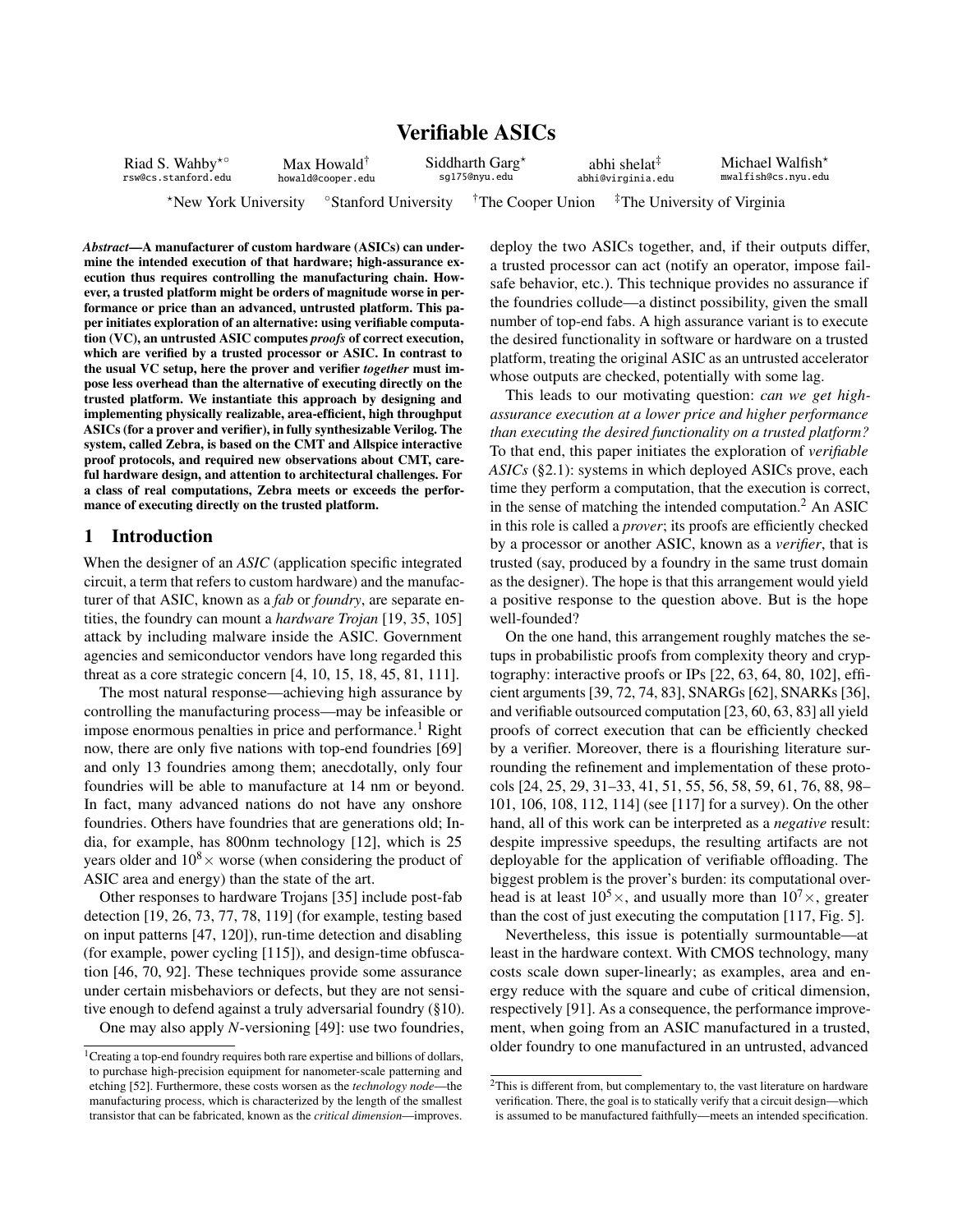# Verifiable ASICs

Riad S. Wahby[⋆◦] rsw@cs.stanford.edu
Max Howald[†] howald@cooper.edu
Siddharth Garg[⋆] sg175@nyu.edu
abhi shelat[‡] abhi@virginia.edu
Michael Walfish[⋆] mwalfish@cs.nyu.edu

[⋆]New York University [◦]Stanford University [†]The Cooper Union [‡]The University of Virginia

***Abstract*—A manufacturer of custom hardware (ASICs) can undermine the intended execution of that hardware; high-assurance execution thus requires controlling the manufacturing chain. However, a trusted platform might be orders of magnitude worse in performance or price than an advanced, untrusted platform. This paper initiates exploration of an alternative: using verifiable computation (VC), an untrusted ASIC computes *proofs* of correct execution, which are verified by a trusted processor or ASIC. In contrast to the usual VC setup, here the prover and verifier *together* must impose less overhead than the alternative of executing directly on the trusted platform. We instantiate this approach by designing and implementing physically realizable, area-efficient, high throughput ASICs (for a prover and verifier), in fully synthesizable Verilog. The system, called Zebra, is based on the CMT and Allspice interactive proof protocols, and required new observations about CMT, careful hardware design, and attention to architectural challenges. For a class of real computations, Zebra meets or exceeds the performance of executing directly on the trusted platform.**

## 1 Introduction

When the designer of an *ASIC* (application specific integrated circuit, a term that refers to custom hardware) and the manufacturer of that ASIC, known as a *fab* or *foundry*, are separate entities, the foundry can mount a *hardware Trojan* [19, 35, 105] attack by including malware inside the ASIC. Government agencies and semiconductor vendors have long regarded this threat as a core strategic concern [4, 10, 15, 18, 45, 81, 111].

The most natural response—achieving high assurance by controlling the manufacturing process—may be infeasible or impose enormous penalties in price and performance.[1] Right now, there are only five nations with top-end foundries [69] and only 13 foundries among them; anecdotally, only four foundries will be able to manufacture at 14 nm or beyond. In fact, many advanced nations do not have any onshore foundries. Others have foundries that are generations old; India, for example, has 800nm technology [12], which is 25 years older and $10^8\times$ worse (when considering the product of ASIC area and energy) than the state of the art.

Other responses to hardware Trojans [35] include post-fab detection [19, 26, 73, 77, 78, 119] (for example, testing based on input patterns [47, 120]), run-time detection and disabling (for example, power cycling [115]), and design-time obfuscation [46, 70, 92]. These techniques provide some assurance under certain misbehaviors or defects, but they are not sensitive enough to defend against a truly adversarial foundry (§10).

One may also apply *N*-versioning [49]: use two foundries, deploy the two ASICs together, and, if their outputs differ, a trusted processor can act (notify an operator, impose fail-safe behavior, etc.). This technique provides no assurance if the foundries collude—a distinct possibility, given the small number of top-end fabs. A high assurance variant is to execute the desired functionality in software or hardware on a trusted platform, treating the original ASIC as an untrusted accelerator whose outputs are checked, potentially with some lag.

This leads to our motivating question: *can we get high-assurance execution at a lower price and higher performance than executing the desired functionality on a trusted platform?* To that end, this paper initiates the exploration of *verifiable ASICs* (§2.1): systems in which deployed ASICs prove, each time they perform a computation, that the execution is correct, in the sense of matching the intended computation.[2] An ASIC in this role is called a *prover*; its proofs are efficiently checked by a processor or another ASIC, known as a *verifier*, that is trusted (say, produced by a foundry in the same trust domain as the designer). The hope is that this arrangement would yield a positive response to the question above. But is the hope well-founded?

On the one hand, this arrangement roughly matches the setups in probabilistic proofs from complexity theory and cryptography: interactive proofs or IPs [22, 63, 64, 80, 102], efficient arguments [39, 72, 74, 83], SNARGs [62], SNARKs [36], and verifiable outsourced computation [23, 60, 63, 83] all yield proofs of correct execution that can be efficiently checked by a verifier. Moreover, there is a flourishing literature surrounding the refinement and implementation of these protocols [24, 25, 29, 31–33, 41, 51, 55, 56, 58, 59, 61, 76, 88, 98–101, 106, 108, 112, 114] (see [117] for a survey). On the other hand, all of this work can be interpreted as a *negative* result: despite impressive speedups, the resulting artifacts are not deployable for the application of verifiable offloading. The biggest problem is the prover's burden: its computational overhead is at least $10^5\times$, and usually more than $10^7\times$, greater than the cost of just executing the computation [117, Fig. 5].

Nevertheless, this issue is potentially surmountable—at least in the hardware context. With CMOS technology, many costs scale down super-linearly; as examples, area and energy reduce with the square and cube of critical dimension, respectively [91]. As a consequence, the performance improvement, when going from an ASIC manufactured in a trusted, older foundry to one manufactured in an untrusted, advanced

[1]Creating a top-end foundry requires both rare expertise and billions of dollars, to purchase high-precision equipment for nanometer-scale patterning and etching [52]. Furthermore, these costs worsen as the *technology node*—the manufacturing process, which is characterized by the length of the smallest transistor that can be fabricated, known as the *critical dimension*—improves.

[2]This is different from, but complementary to, the vast literature on hardware verification. There, the goal is to statically verify that a circuit design—which is assumed to be manufactured faithfully—meets an intended specification.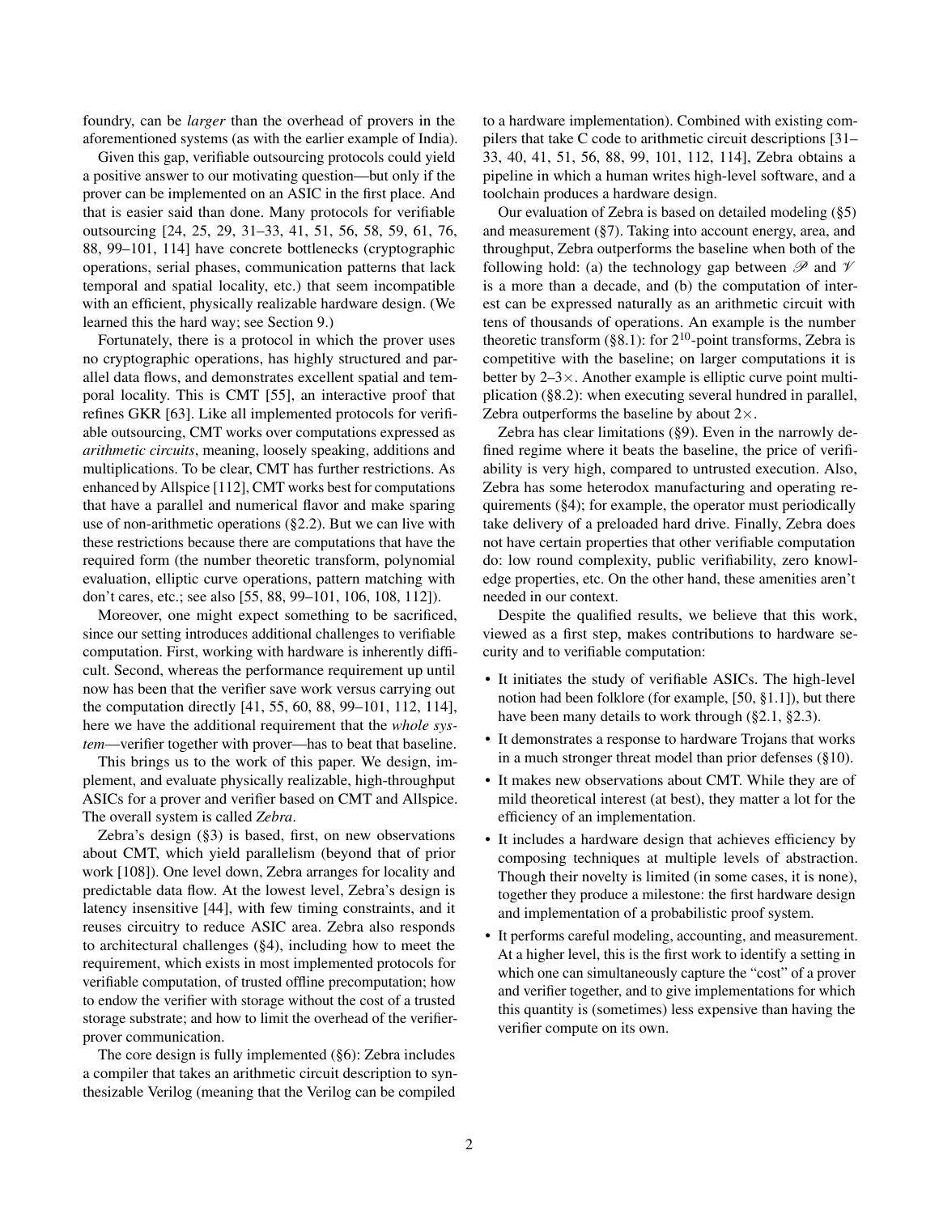foundry, can be *larger* than the overhead of provers in the aforementioned systems (as with the earlier example of India).

Given this gap, verifiable outsourcing protocols could yield a positive answer to our motivating question—but only if the prover can be implemented on an ASIC in the first place. And that is easier said than done. Many protocols for verifiable outsourcing [24, 25, 29, 31–33, 41, 51, 56, 58, 59, 61, 76, 88, 99–101, 114] have concrete bottlenecks (cryptographic operations, serial phases, communication patterns that lack temporal and spatial locality, etc.) that seem incompatible with an efficient, physically realizable hardware design. (We learned this the hard way; see Section 9.)

Fortunately, there is a protocol in which the prover uses no cryptographic operations, has highly structured and parallel data flows, and demonstrates excellent spatial and temporal locality. This is CMT [55], an interactive proof that refines GKR [63]. Like all implemented protocols for verifiable outsourcing, CMT works over computations expressed as *arithmetic circuits*, meaning, loosely speaking, additions and multiplications. To be clear, CMT has further restrictions. As enhanced by Allspice [112], CMT works best for computations that have a parallel and numerical flavor and make sparing use of non-arithmetic operations (§2.2). But we can live with these restrictions because there are computations that have the required form (the number theoretic transform, polynomial evaluation, elliptic curve operations, pattern matching with don't cares, etc.; see also [55, 88, 99–101, 106, 108, 112]).

Moreover, one might expect something to be sacrificed, since our setting introduces additional challenges to verifiable computation. First, working with hardware is inherently difficult. Second, whereas the performance requirement up until now has been that the verifier save work versus carrying out the computation directly [41, 55, 60, 88, 99–101, 112, 114], here we have the additional requirement that the *whole system*—verifier together with prover—has to beat that baseline.

This brings us to the work of this paper. We design, implement, and evaluate physically realizable, high-throughput ASICs for a prover and verifier based on CMT and Allspice. The overall system is called *Zebra*.

Zebra's design (§3) is based, first, on new observations about CMT, which yield parallelism (beyond that of prior work [108]). One level down, Zebra arranges for locality and predictable data flow. At the lowest level, Zebra's design is latency insensitive [44], with few timing constraints, and it reuses circuitry to reduce ASIC area. Zebra also responds to architectural challenges (§4), including how to meet the requirement, which exists in most implemented protocols for verifiable computation, of trusted offline precomputation; how to endow the verifier with storage without the cost of a trusted storage substrate; and how to limit the overhead of the verifier-prover communication.

The core design is fully implemented (§6): Zebra includes a compiler that takes an arithmetic circuit description to synthesizable Verilog (meaning that the Verilog can be compiled to a hardware implementation). Combined with existing compilers that take C code to arithmetic circuit descriptions [31–33, 40, 41, 51, 56, 88, 99, 101, 112, 114], Zebra obtains a pipeline in which a human writes high-level software, and a toolchain produces a hardware design.

Our evaluation of Zebra is based on detailed modeling (§5) and measurement (§7). Taking into account energy, area, and throughput, Zebra outperforms the baseline when both of the following hold: (a) the technology gap between $\mathscr{P}$ and $\mathscr{V}$ is a more than a decade, and (b) the computation of interest can be expressed naturally as an arithmetic circuit with tens of thousands of operations. An example is the number theoretic transform (§8.1): for $2^{10}$-point transforms, Zebra is competitive with the baseline; on larger computations it is better by 2–3×. Another example is elliptic curve point multiplication (§8.2): when executing several hundred in parallel, Zebra outperforms the baseline by about 2×.

Zebra has clear limitations (§9). Even in the narrowly defined regime where it beats the baseline, the price of verifiability is very high, compared to untrusted execution. Also, Zebra has some heterodox manufacturing and operating requirements (§4); for example, the operator must periodically take delivery of a preloaded hard drive. Finally, Zebra does not have certain properties that other verifiable computation do: low round complexity, public verifiability, zero knowledge properties, etc. On the other hand, these amenities aren't needed in our context.

Despite the qualified results, we believe that this work, viewed as a first step, makes contributions to hardware security and to verifiable computation:

- It initiates the study of verifiable ASICs. The high-level notion had been folklore (for example, [50, §1.1]), but there have been many details to work through (§2.1, §2.3).
- It demonstrates a response to hardware Trojans that works in a much stronger threat model than prior defenses (§10).
- It makes new observations about CMT. While they are of mild theoretical interest (at best), they matter a lot for the efficiency of an implementation.
- It includes a hardware design that achieves efficiency by composing techniques at multiple levels of abstraction. Though their novelty is limited (in some cases, it is none), together they produce a milestone: the first hardware design and implementation of a probabilistic proof system.
- It performs careful modeling, accounting, and measurement. At a higher level, this is the first work to identify a setting in which one can simultaneously capture the "cost" of a prover and verifier together, and to give implementations for which this quantity is (sometimes) less expensive than having the verifier compute on its own.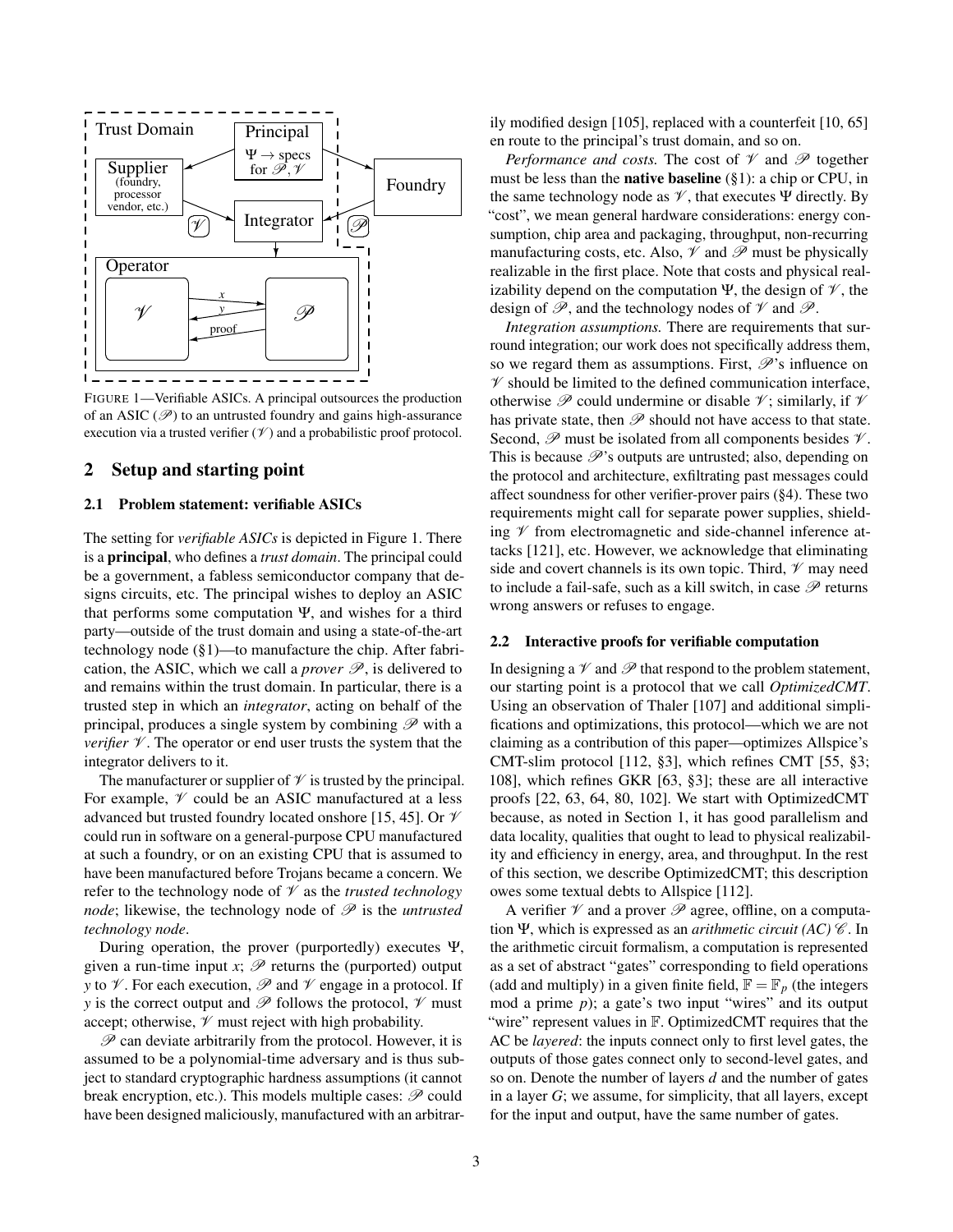FIGURE 1—Verifiable ASICs. A principal outsources the production of an ASIC ($\mathcal{P}$) to an untrusted foundry and gains high-assurance execution via a trusted verifier ($\mathcal{V}$) and a probabilistic proof protocol.

## 2 Setup and starting point

### 2.1 Problem statement: verifiable ASICs

The setting for *verifiable ASICs* is depicted in Figure 1. There is a **principal**, who defines a *trust domain*. The principal could be a government, a fabless semiconductor company that designs circuits, etc. The principal wishes to deploy an ASIC that performs some computation $\Psi$, and wishes for a third party—outside of the trust domain and using a state-of-the-art technology node (§1)—to manufacture the chip. After fabrication, the ASIC, which we call a *prover* $\mathcal{P}$, is delivered to and remains within the trust domain. In particular, there is a trusted step in which an *integrator*, acting on behalf of the principal, produces a single system by combining $\mathcal{P}$ with a *verifier* $\mathcal{V}$. The operator or end user trusts the system that the integrator delivers to it.

The manufacturer or supplier of $\mathcal{V}$ is trusted by the principal. For example, $\mathcal{V}$ could be an ASIC manufactured at a less advanced but trusted foundry located onshore [15, 45]. Or $\mathcal{V}$ could run in software on a general-purpose CPU manufactured at such a foundry, or on an existing CPU that is assumed to have been manufactured before Trojans became a concern. We refer to the technology node of $\mathcal{V}$ as the *trusted technology node*; likewise, the technology node of $\mathcal{P}$ is the *untrusted technology node*.

During operation, the prover (purportedly) executes $\Psi$, given a run-time input $x$; $\mathcal{P}$ returns the (purported) output $y$ to $\mathcal{V}$. For each execution, $\mathcal{P}$ and $\mathcal{V}$ engage in a protocol. If $y$ is the correct output and $\mathcal{P}$ follows the protocol, $\mathcal{V}$ must accept; otherwise, $\mathcal{V}$ must reject with high probability.

$\mathcal{P}$ can deviate arbitrarily from the protocol. However, it is assumed to be a polynomial-time adversary and is thus subject to standard cryptographic hardness assumptions (it cannot break encryption, etc.). This models multiple cases: $\mathcal{P}$ could have been designed maliciously, manufactured with an arbitrarily modified design [105], replaced with a counterfeit [10, 65] en route to the principal's trust domain, and so on.

*Performance and costs.* The cost of $\mathcal{V}$ and $\mathcal{P}$ together must be less than the **native baseline** (§1): a chip or CPU, in the same technology node as $\mathcal{V}$, that executes $\Psi$ directly. By "cost", we mean general hardware considerations: energy consumption, chip area and packaging, throughput, non-recurring manufacturing costs, etc. Also, $\mathcal{V}$ and $\mathcal{P}$ must be physically realizable in the first place. Note that costs and physical realizability depend on the computation $\Psi$, the design of $\mathcal{V}$, the design of $\mathcal{P}$, and the technology nodes of $\mathcal{V}$ and $\mathcal{P}$.

*Integration assumptions.* There are requirements that surround integration; our work does not specifically address them, so we regard them as assumptions. First, $\mathcal{P}$'s influence on $\mathcal{V}$ should be limited to the defined communication interface, otherwise $\mathcal{P}$ could undermine or disable $\mathcal{V}$; similarly, if $\mathcal{V}$ has private state, then $\mathcal{P}$ should not have access to that state. Second, $\mathcal{P}$ must be isolated from all components besides $\mathcal{V}$. This is because $\mathcal{P}$'s outputs are untrusted; also, depending on the protocol and architecture, exfiltrating past messages could affect soundness for other verifier-prover pairs (§4). These two requirements might call for separate power supplies, shielding $\mathcal{V}$ from electromagnetic and side-channel inference attacks [121], etc. However, we acknowledge that eliminating side and covert channels is its own topic. Third, $\mathcal{V}$ may need to include a fail-safe, such as a kill switch, in case $\mathcal{P}$ returns wrong answers or refuses to engage.

### 2.2 Interactive proofs for verifiable computation

In designing a $\mathcal{V}$ and $\mathcal{P}$ that respond to the problem statement, our starting point is a protocol that we call *OptimizedCMT*. Using an observation of Thaler [107] and additional simplifications and optimizations, this protocol—which we are not claiming as a contribution of this paper—optimizes Allspice's CMT-slim protocol [112, §3], which refines CMT [55, §3; 108], which refines GKR [63, §3]; these are all interactive proofs [22, 63, 64, 80, 102]. We start with OptimizedCMT because, as noted in Section 1, it has good parallelism and data locality, qualities that ought to lead to physical realizability and efficiency in energy, area, and throughput. In the rest of this section, we describe OptimizedCMT; this description owes some textual debts to Allspice [112].

A verifier $\mathcal{V}$ and a prover $\mathcal{P}$ agree, offline, on a computation $\Psi$, which is expressed as an *arithmetic circuit (AC)* $\mathcal{C}$. In the arithmetic circuit formalism, a computation is represented as a set of abstract "gates" corresponding to field operations (add and multiply) in a given finite field, $\mathbb{F} = \mathbb{F}_p$ (the integers mod a prime $p$); a gate's two input "wires" and its output "wire" represent values in $\mathbb{F}$. OptimizedCMT requires that the AC be *layered*: the inputs connect only to first level gates, the outputs of those gates connect only to second-level gates, and so on. Denote the number of layers $d$ and the number of gates in a layer $G$; we assume, for simplicity, that all layers, except for the input and output, have the same number of gates.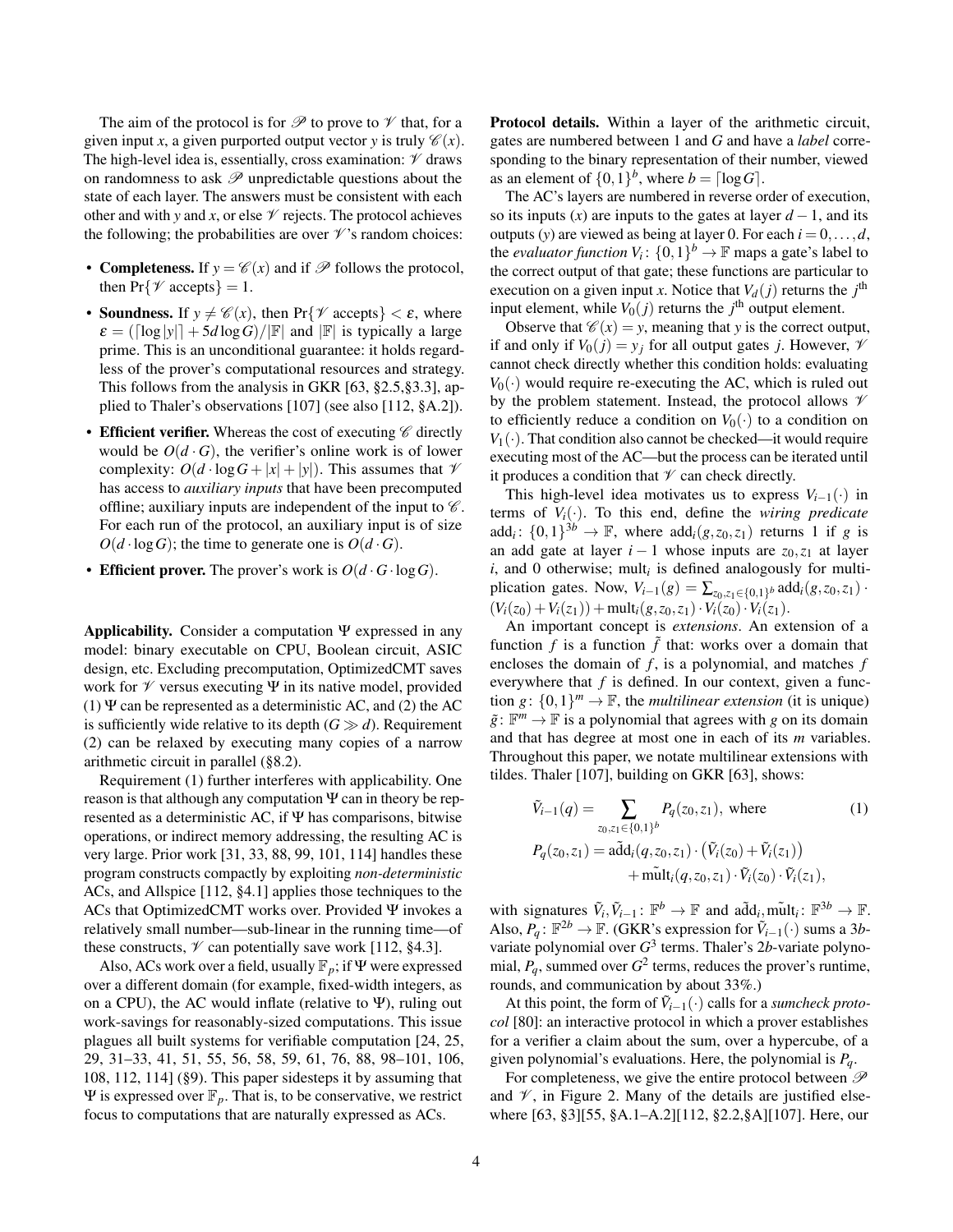The aim of the protocol is for $\mathscr{P}$ to prove to $\mathscr{V}$ that, for a given input $x$, a given purported output vector $y$ is truly $\mathscr{C}(x)$. The high-level idea is, essentially, cross examination: $\mathscr{V}$ draws on randomness to ask $\mathscr{P}$ unpredictable questions about the state of each layer. The answers must be consistent with each other and with $y$ and $x$, or else $\mathscr{V}$ rejects. The protocol achieves the following; the probabilities are over $\mathscr{V}$'s random choices:

- **Completeness.** If $y = \mathscr{C}(x)$ and if $\mathscr{P}$ follows the protocol, then $\Pr\{\mathscr{V} \text{ accepts}\} = 1$.
- **Soundness.** If $y \neq \mathscr{C}(x)$, then $\Pr\{\mathscr{V} \text{ accepts}\} < \varepsilon$, where $\varepsilon = (\lceil \log |y| \rceil + 5d \log G)/|\mathbb{F}|$ and $|\mathbb{F}|$ is typically a large prime. This is an unconditional guarantee: it holds regardless of the prover's computational resources and strategy. This follows from the analysis in GKR [63, §2.5,§3.3], applied to Thaler's observations [107] (see also [112, §A.2]).
- **Efficient verifier.** Whereas the cost of executing $\mathscr{C}$ directly would be $O(d \cdot G)$, the verifier's online work is of lower complexity: $O(d \cdot \log G + |x| + |y|)$. This assumes that $\mathscr{V}$ has access to *auxiliary inputs* that have been precomputed offline; auxiliary inputs are independent of the input to $\mathscr{C}$. For each run of the protocol, an auxiliary input is of size $O(d \cdot \log G)$; the time to generate one is $O(d \cdot G)$.
- **Efficient prover.** The prover's work is $O(d \cdot G \cdot \log G)$.

**Applicability.** Consider a computation $\Psi$ expressed in any model: binary executable on CPU, Boolean circuit, ASIC design, etc. Excluding precomputation, OptimizedCMT saves work for $\mathscr{V}$ versus executing $\Psi$ in its native model, provided (1) $\Psi$ can be represented as a deterministic AC, and (2) the AC is sufficiently wide relative to its depth ($G \gg d$). Requirement (2) can be relaxed by executing many copies of a narrow arithmetic circuit in parallel (§8.2).

Requirement (1) further interferes with applicability. One reason is that although any computation $\Psi$ can in theory be represented as a deterministic AC, if $\Psi$ has comparisons, bitwise operations, or indirect memory addressing, the resulting AC is very large. Prior work [31, 33, 88, 99, 101, 114] handles these program constructs compactly by exploiting *non-deterministic* ACs, and Allspice [112, §4.1] applies those techniques to the ACs that OptimizedCMT works over. Provided $\Psi$ invokes a relatively small number—sub-linear in the running time—of these constructs, $\mathscr{V}$ can potentially save work [112, §4.3].

Also, ACs work over a field, usually $\mathbb{F}_p$; if $\Psi$ were expressed over a different domain (for example, fixed-width integers, as on a CPU), the AC would inflate (relative to $\Psi$), ruling out work-savings for reasonably-sized computations. This issue plagues all built systems for verifiable computation [24, 25, 29, 31–33, 41, 51, 55, 56, 58, 59, 61, 76, 88, 98–101, 106, 108, 112, 114] (§9). This paper sidesteps it by assuming that $\Psi$ is expressed over $\mathbb{F}_p$. That is, to be conservative, we restrict focus to computations that are naturally expressed as ACs.

**Protocol details.** Within a layer of the arithmetic circuit, gates are numbered between 1 and $G$ and have a *label* corresponding to the binary representation of their number, viewed as an element of $\{0,1\}^b$, where $b = \lceil \log G \rceil$.

The AC's layers are numbered in reverse order of execution, so its inputs ($x$) are inputs to the gates at layer $d-1$, and its outputs ($y$) are viewed as being at layer 0. For each $i = 0, \ldots, d$, the *evaluator function* $V_i \colon \{0,1\}^b \to \mathbb{F}$ maps a gate's label to the correct output of that gate; these functions are particular to execution on a given input $x$. Notice that $V_d(j)$ returns the $j^{\text{th}}$ input element, while $V_0(j)$ returns the $j^{\text{th}}$ output element.

Observe that $\mathscr{C}(x) = y$, meaning that $y$ is the correct output, if and only if $V_0(j) = y_j$ for all output gates $j$. However, $\mathscr{V}$ cannot check directly whether this condition holds: evaluating $V_0(\cdot)$ would require re-executing the AC, which is ruled out by the problem statement. Instead, the protocol allows $\mathscr{V}$ to efficiently reduce a condition on $V_0(\cdot)$ to a condition on $V_1(\cdot)$. That condition also cannot be checked—it would require executing most of the AC—but the process can be iterated until it produces a condition that $\mathscr{V}$ can check directly.

This high-level idea motivates us to express $V_{i-1}(\cdot)$ in terms of $V_i(\cdot)$. To this end, define the *wiring predicate* $\text{add}_i \colon \{0,1\}^{3b} \to \mathbb{F}$, where $\text{add}_i(g, z_0, z_1)$ returns 1 if $g$ is an add gate at layer $i-1$ whose inputs are $z_0, z_1$ at layer $i$, and 0 otherwise; $\text{mult}_i$ is defined analogously for multiplication gates. Now, $V_{i-1}(g) = \sum_{z_0, z_1 \in \{0,1\}^b} \text{add}_i(g, z_0, z_1) \cdot (V_i(z_0) + V_i(z_1)) + \text{mult}_i(g, z_0, z_1) \cdot V_i(z_0) \cdot V_i(z_1)$.

An important concept is *extensions*. An extension of a function $f$ is a function $\tilde{f}$ that: works over a domain that encloses the domain of $f$, is a polynomial, and matches $f$ everywhere that $f$ is defined. In our context, given a function $g \colon \{0,1\}^m \to \mathbb{F}$, the *multilinear extension* (it is unique) $\tilde{g} \colon \mathbb{F}^m \to \mathbb{F}$ is a polynomial that agrees with $g$ on its domain and that has degree at most one in each of its $m$ variables. Throughout this paper, we notate multilinear extensions with tildes. Thaler [107], building on GKR [63], shows:

$$
\begin{aligned}
\tilde{V}_{i-1}(q) &= \sum_{z_0, z_1 \in \{0,1\}^b} P_q(z_0, z_1), \text{ where} \qquad (1) \\
P_q(z_0, z_1) &= \tilde{\text{add}}_i(q, z_0, z_1) \cdot \left(\tilde{V}_i(z_0) + \tilde{V}_i(z_1)\right) \\
&\quad + \tilde{\text{mult}}_i(q, z_0, z_1) \cdot \tilde{V}_i(z_0) \cdot \tilde{V}_i(z_1),
\end{aligned}
$$

with signatures $\tilde{V}_i, \tilde{V}_{i-1} \colon \mathbb{F}^b \to \mathbb{F}$ and $\tilde{\text{add}}_i, \tilde{\text{mult}}_i \colon \mathbb{F}^{3b} \to \mathbb{F}$. Also, $P_q \colon \mathbb{F}^{2b} \to \mathbb{F}$. (GKR's expression for $\tilde{V}_{i-1}(\cdot)$ sums a $3b$-variate polynomial over $G^3$ terms. Thaler's $2b$-variate polynomial, $P_q$, summed over $G^2$ terms, reduces the prover's runtime, rounds, and communication by about 33%.)

At this point, the form of $\tilde{V}_{i-1}(\cdot)$ calls for a *sumcheck protocol* [80]: an interactive protocol in which a prover establishes for a verifier a claim about the sum, over a hypercube, of a given polynomial's evaluations. Here, the polynomial is $P_q$.

For completeness, we give the entire protocol between $\mathscr{P}$ and $\mathscr{V}$, in Figure 2. Many of the details are justified elsewhere [63, §3][55, §A.1–A.2][112, §2.2,§A][107]. Here, our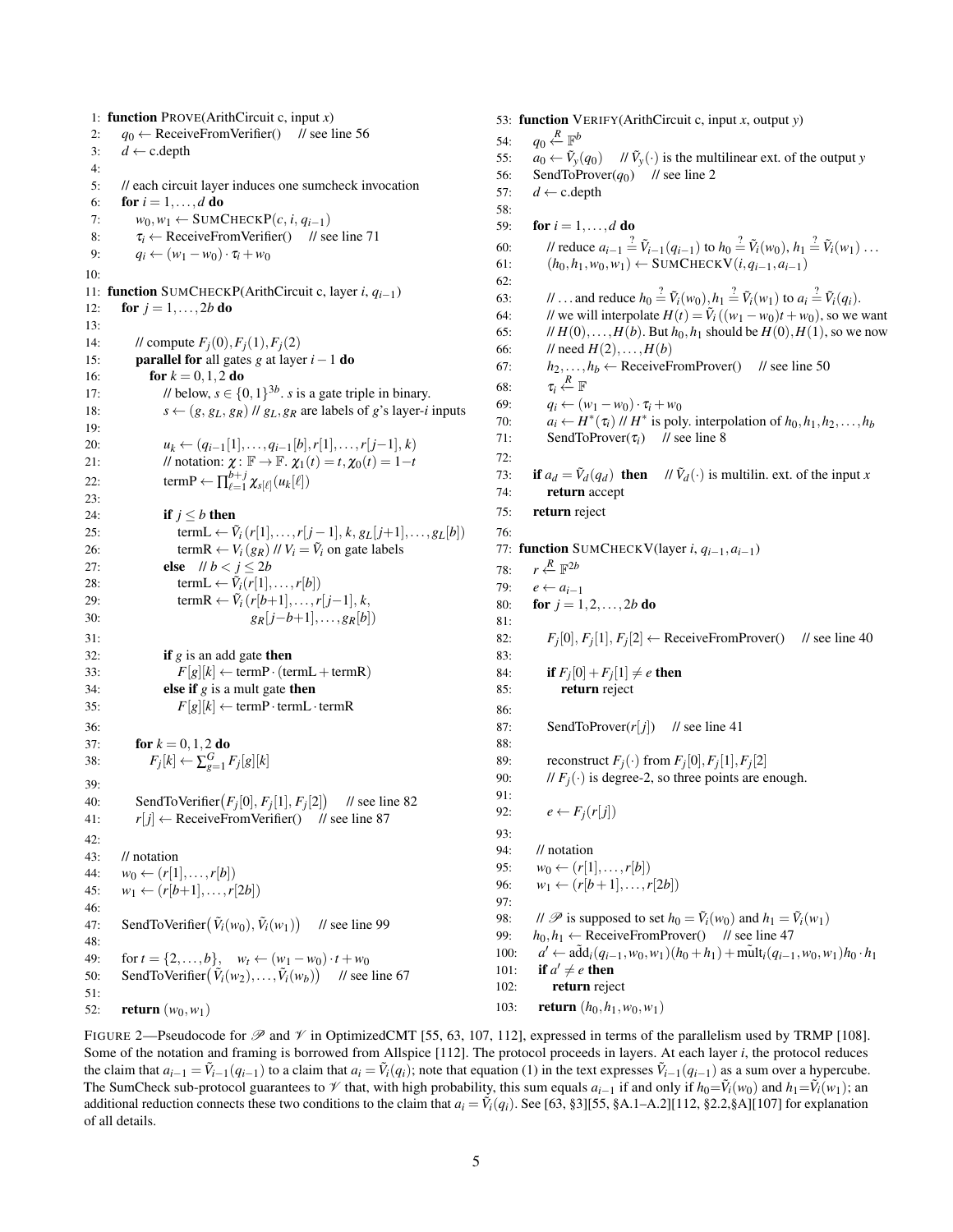```
1:  function PROVE(ArithCircuit c, input x)
2:      q_0 ← ReceiveFromVerifier()    // see line 56
3:      d ← c.depth
4:
5:      // each circuit layer induces one sumcheck invocation
6:      for i = 1,...,d do
7:          w_0, w_1 ← SUMCHECKP(c, i, q_{i−1})
8:          τ_i ← ReceiveFromVerifier()    // see line 71
9:          q_i ← (w_1 − w_0) · τ_i + w_0
10:
11: function SUMCHECKP(ArithCircuit c, layer i, q_{i−1})
12:     for j = 1,...,2b do
13:
14:         // compute F_j(0), F_j(1), F_j(2)
15:         parallel for all gates g at layer i − 1 do
16:             for k = 0,1,2 do
17:                 // below, s ∈ {0,1}^{3b}. s is a gate triple in binary.
18:                 s ← (g, g_L, g_R) // g_L, g_R are labels of g's layer-i inputs
19:
20:                 u_k ← (q_{i−1}[1],...,q_{i−1}[b], r[1],...,r[j−1], k)
21:                 // notation: χ : F → F. χ_1(t) = t, χ_0(t) = 1−t
22:                 termP ← ∏_{ℓ=1}^{b+j} χ_{s[ℓ]}(u_k[ℓ])
23:
24:                 if j ≤ b then
25:                     termL ← Ṽ_i(r[1],...,r[j−1], k, g_L[j+1],...,g_L[b])
26:                     termR ← V_i(g_R) // V_i = Ṽ_i on gate labels
27:                 else    // b < j ≤ 2b
28:                     termL ← Ṽ_i(r[1],...,r[b])
29:                     termR ← Ṽ_i(r[b+1],...,r[j−1], k,
30:                                 g_R[j−b+1],...,g_R[b])
31:
32:                 if g is an add gate then
33:                     F[g][k] ← termP · (termL + termR)
34:                 else if g is a mult gate then
35:                     F[g][k] ← termP · termL · termR
36:
37:         for k = 0,1,2 do
38:             F_j[k] ← ∑_{g=1}^{G} F_j[g][k]
39:
40:         SendToVerifier(F_j[0], F_j[1], F_j[2])    // see line 82
41:         r[j] ← ReceiveFromVerifier()    // see line 87
42:
43:     // notation
44:     w_0 ← (r[1],...,r[b])
45:     w_1 ← (r[b+1],...,r[2b])
46:
47:     SendToVerifier(Ṽ_i(w_0), Ṽ_i(w_1))    // see line 99
48:
49:     for t = {2,...,b},   w_t ← (w_1 − w_0) · t + w_0
50:     SendToVerifier(Ṽ_i(w_2),...,Ṽ_i(w_b))    // see line 67
51:
52:     return (w_0, w_1)

53: function VERIFY(ArithCircuit c, input x, output y)
54:     q_0 ←R F^b
55:     a_0 ← Ṽ_y(q_0)    // Ṽ_y(·) is the multilinear ext. of the output y
56:     SendToProver(q_0)    // see line 2
57:     d ← c.depth
58:
59:     for i = 1,...,d do
60:         // reduce a_{i−1} =? Ṽ_{i−1}(q_{i−1}) to h_0 =? Ṽ_i(w_0), h_1 =? Ṽ_i(w_1) ...
61:         (h_0, h_1, w_0, w_1) ← SUMCHECKV(i, q_{i−1}, a_{i−1})
62:
63:         // ... and reduce h_0 =? Ṽ_i(w_0), h_1 =? Ṽ_i(w_1) to a_i =? Ṽ_i(q_i).
64:         // we will interpolate H(t) = Ṽ_i((w_1 − w_0)t + w_0), so we want
65:         // H(0),...,H(b). But h_0, h_1 should be H(0), H(1), so we now
66:         // need H(2),...,H(b)
67:         h_2,...,h_b ← ReceiveFromProver()    // see line 50
68:         τ_i ←R F
69:         q_i ← (w_1 − w_0) · τ_i + w_0
70:         a_i ← H*(τ_i) // H* is poly. interpolation of h_0, h_1, h_2,...,h_b
71:         SendToProver(τ_i)    // see line 8
72:
73:     if a_d = Ṽ_d(q_d) then    // Ṽ_d(·) is multilin. ext. of the input x
74:         return accept
75:     return reject
76:
77: function SUMCHECKV(layer i, q_{i−1}, a_{i−1})
78:     r ←R F^{2b}
79:     e ← a_{i−1}
80:     for j = 1,2,...,2b do
81:
82:         F_j[0], F_j[1], F_j[2] ← ReceiveFromProver()    // see line 40
83:
84:         if F_j[0] + F_j[1] ≠ e then
85:             return reject
86:
87:         SendToProver(r[j])    // see line 41
88:
89:         reconstruct F_j(·) from F_j[0], F_j[1], F_j[2]
90:         // F_j(·) is degree-2, so three points are enough.
91:
92:         e ← F_j(r[j])
93:
94:     // notation
95:     w_0 ← (r[1],...,r[b])
96:     w_1 ← (r[b+1],...,r[2b])
97:
98:     // P is supposed to set h_0 = Ṽ_i(w_0) and h_1 = Ṽ_i(w_1)
99:     h_0, h_1 ← ReceiveFromProver()    // see line 47
100:    a' ← add~_i(q_{i−1}, w_0, w_1)(h_0 + h_1) + mult~_i(q_{i−1}, w_0, w_1) h_0 · h_1
101:    if a' ≠ e then
102:        return reject
103:    return (h_0, h_1, w_0, w_1)
```

FIGURE 2—Pseudocode for $\mathscr{P}$ and $\mathscr{V}$ in OptimizedCMT [55, 63, 107, 112], expressed in terms of the parallelism used by TRMP [108]. Some of the notation and framing is borrowed from Allspice [112]. The protocol proceeds in layers. At each layer $i$, the protocol reduces the claim that $a_{i-1} = \tilde{V}_{i-1}(q_{i-1})$ to a claim that $a_i = \tilde{V}_i(q_i)$; note that equation (1) in the text expresses $\tilde{V}_{i-1}(q_{i-1})$ as a sum over a hypercube. The SumCheck sub-protocol guarantees to $\mathscr{V}$ that, with high probability, this sum equals $a_{i-1}$ if and only if $h_0 = \tilde{V}_i(w_0)$ and $h_1 = \tilde{V}_i(w_1)$; an additional reduction connects these two conditions to the claim that $a_i = \tilde{V}_i(q_i)$. See [63, §3][55, §A.1–A.2][112, §2.2,§A][107] for explanation of all details.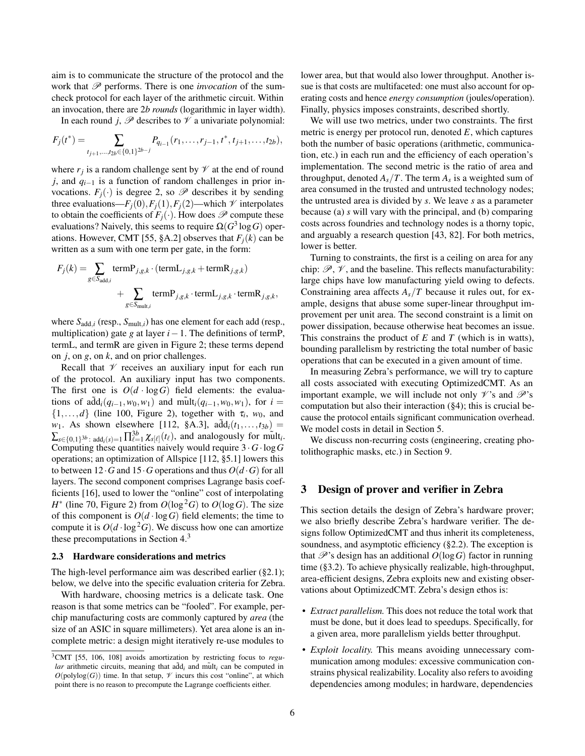aim is to communicate the structure of the protocol and the work that $\mathscr{P}$ performs. There is one *invocation* of the sum-check protocol for each layer of the arithmetic circuit. Within an invocation, there are $2b$ *rounds* (logarithmic in layer width).

In each round $j$, $\mathscr{P}$ describes to $\mathscr{V}$ a univariate polynomial:

$$F_j(t^*) = \sum_{t_{j+1},\ldots,t_{2b} \in \{0,1\}^{2b-j}} P_{q_{i-1}}(r_1,\ldots,r_{j-1},t^*,t_{j+1},\ldots,t_{2b}),$$

where $r_j$ is a random challenge sent by $\mathscr{V}$ at the end of round $j$, and $q_{i-1}$ is a function of random challenges in prior invocations. $F_j(\cdot)$ is degree 2, so $\mathscr{P}$ describes it by sending three evaluations—$F_j(0), F_j(1), F_j(2)$—which $\mathscr{V}$ interpolates to obtain the coefficients of $F_j(\cdot)$. How does $\mathscr{P}$ compute these evaluations? Naively, this seems to require $\Omega(G^3 \log G)$ operations. However, CMT [55, §A.2] observes that $F_j(k)$ can be written as a sum with one term per gate, in the form:

$$F_j(k) = \sum_{g \in S_{\text{add},i}} \text{termP}_{j,g,k} \cdot (\text{termL}_{j,g,k} + \text{termR}_{j,g,k}) + \sum_{g \in S_{\text{mult},i}} \text{termP}_{j,g,k} \cdot \text{termL}_{j,g,k} \cdot \text{termR}_{j,g,k},$$

where $S_{\text{add},i}$ (resp., $S_{\text{mult},i}$) has one element for each add (resp., multiplication) gate $g$ at layer $i-1$. The definitions of termP, termL, and termR are given in Figure 2; these terms depend on $j$, on $g$, on $k$, and on prior challenges.

Recall that $\mathscr{V}$ receives an auxiliary input for each run of the protocol. An auxiliary input has two components. The first one is $O(d \cdot \log G)$ field elements: the evaluations of $\tilde{\text{add}}_i(q_{i-1}, w_0, w_1)$ and $\tilde{\text{mult}}_i(q_{i-1}, w_0, w_1)$, for $i = \{1,\ldots,d\}$ (line 100, Figure 2), together with $\tau_i$, $w_0$, and $w_1$. As shown elsewhere [112, §A.3], $\tilde{\text{add}}_i(t_1,\ldots,t_{3b}) = \sum_{s \in \{0,1\}^{3b}:\ \text{add}_i(s)=1} \prod_{\ell=1}^{3b} \chi_{s[\ell]}(t_\ell)$, and analogously for $\tilde{\text{mult}}_i$. Computing these quantities naively would require $3 \cdot G \cdot \log G$ operations; an optimization of Allspice [112, §5.1] lowers this to between $12 \cdot G$ and $15 \cdot G$ operations and thus $O(d \cdot G)$ for all layers. The second component comprises Lagrange basis coefficients [16], used to lower the "online" cost of interpolating $H^*$ (line 70, Figure 2) from $O(\log^2 G)$ to $O(\log G)$. The size of this component is $O(d \cdot \log G)$ field elements; the time to compute it is $O(d \cdot \log^2 G)$. We discuss how one can amortize these precomputations in Section 4.[3]

### 2.3 Hardware considerations and metrics

The high-level performance aim was described earlier (§2.1); below, we delve into the specific evaluation criteria for Zebra.

With hardware, choosing metrics is a delicate task. One reason is that some metrics can be "fooled". For example, per-chip manufacturing costs are commonly captured by *area* (the size of an ASIC in square millimeters). Yet area alone is an incomplete metric: a design might iteratively re-use modules to lower area, but that would also lower throughput. Another issue is that costs are multifaceted: one must also account for operating costs and hence *energy consumption* (joules/operation). Finally, physics imposes constraints, described shortly.

We will use two metrics, under two constraints. The first metric is energy per protocol run, denoted $E$, which captures both the number of basic operations (arithmetic, communication, etc.) in each run and the efficiency of each operation's implementation. The second metric is the ratio of area and throughput, denoted $A_s/T$. The term $A_s$ is a weighted sum of area consumed in the trusted and untrusted technology nodes; the untrusted area is divided by $s$. We leave $s$ as a parameter because (a) $s$ will vary with the principal, and (b) comparing costs across foundries and technology nodes is a thorny topic, and arguably a research question [43, 82]. For both metrics, lower is better.

Turning to constraints, the first is a ceiling on area for any chip: $\mathscr{P}$, $\mathscr{V}$, and the baseline. This reflects manufacturability: large chips have low manufacturing yield owing to defects. Constraining area affects $A_s/T$ because it rules out, for example, designs that abuse some super-linear throughput improvement per unit area. The second constraint is a limit on power dissipation, because otherwise heat becomes an issue. This constrains the product of $E$ and $T$ (which is in watts), bounding parallelism by restricting the total number of basic operations that can be executed in a given amount of time.

In measuring Zebra's performance, we will try to capture all costs associated with executing OptimizedCMT. As an important example, we will include not only $\mathscr{V}$'s and $\mathscr{P}$'s computation but also their interaction (§4); this is crucial because the protocol entails significant communication overhead. We model costs in detail in Section 5.

We discuss non-recurring costs (engineering, creating photolithographic masks, etc.) in Section 9.

## 3 Design of prover and verifier in Zebra

This section details the design of Zebra's hardware prover; we also briefly describe Zebra's hardware verifier. The designs follow OptimizedCMT and thus inherit its completeness, soundness, and asymptotic efficiency (§2.2). The exception is that $\mathscr{P}$'s design has an additional $O(\log G)$ factor in running time (§3.2). To achieve physically realizable, high-throughput, area-efficient designs, Zebra exploits new and existing observations about OptimizedCMT. Zebra's design ethos is:

- *Extract parallelism.* This does not reduce the total work that must be done, but it does lead to speedups. Specifically, for a given area, more parallelism yields better throughput.
- *Exploit locality.* This means avoiding unnecessary communication among modules: excessive communication constrains physical realizability. Locality also refers to avoiding dependencies among modules; in hardware, dependencies

[3] CMT [55, 106, 108] avoids amortization by restricting focus to *regular* arithmetic circuits, meaning that $\tilde{\text{add}}_i$ and $\tilde{\text{mult}}_i$ can be computed in $O(\text{polylog}(G))$ time. In that setup, $\mathscr{V}$ incurs this cost "online", at which point there is no reason to precompute the Lagrange coefficients either.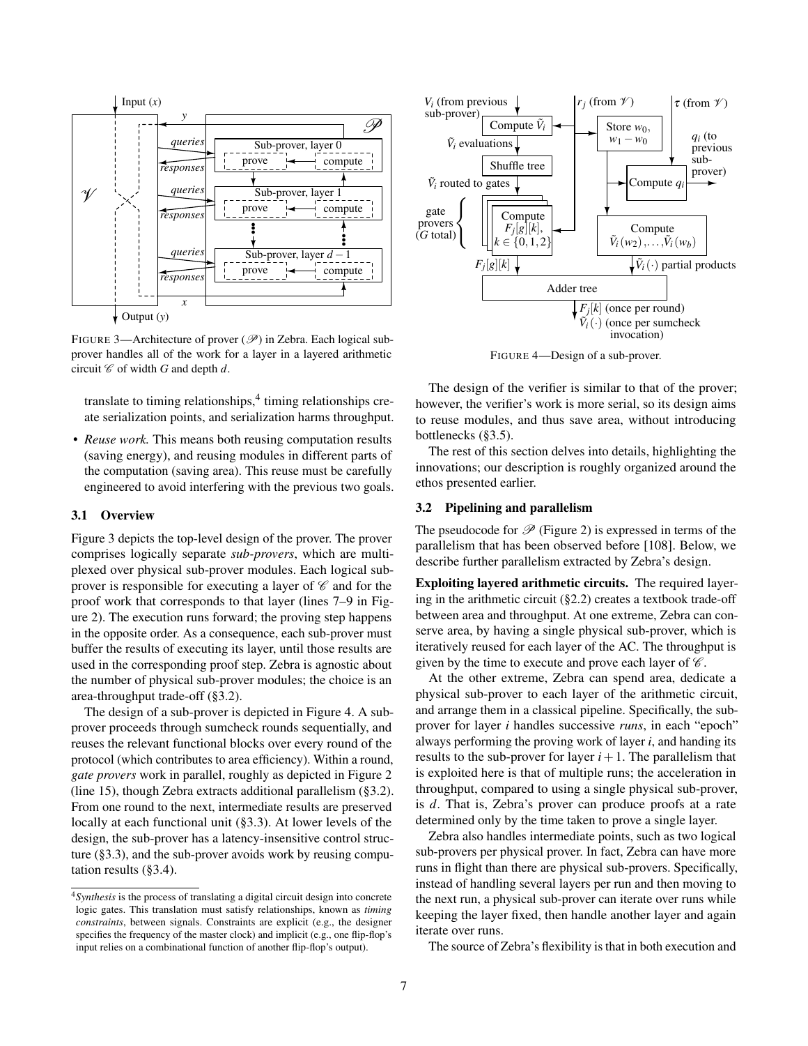FIGURE 3—Architecture of prover ($\mathscr{P}$) in Zebra. Each logical sub-prover handles all of the work for a layer in a layered arithmetic circuit $\mathscr{C}$ of width $G$ and depth $d$.

FIGURE 4—Design of a sub-prover.

translate to timing relationships,[4] timing relationships create serialization points, and serialization harms throughput.

- *Reuse work.* This means both reusing computation results (saving energy), and reusing modules in different parts of the computation (saving area). This reuse must be carefully engineered to avoid interfering with the previous two goals.

### 3.1 Overview

Figure 3 depicts the top-level design of the prover. The prover comprises logically separate *sub-provers*, which are multiplexed over physical sub-prover modules. Each logical sub-prover is responsible for executing a layer of $\mathscr{C}$ and for the proof work that corresponds to that layer (lines 7–9 in Figure 2). The execution runs forward; the proving step happens in the opposite order. As a consequence, each sub-prover must buffer the results of executing its layer, until those results are used in the corresponding proof step. Zebra is agnostic about the number of physical sub-prover modules; the choice is an area-throughput trade-off (§3.2).

The design of a sub-prover is depicted in Figure 4. A sub-prover proceeds through sumcheck rounds sequentially, and reuses the relevant functional blocks over every round of the protocol (which contributes to area efficiency). Within a round, *gate provers* work in parallel, roughly as depicted in Figure 2 (line 15), though Zebra extracts additional parallelism (§3.2). From one round to the next, intermediate results are preserved locally at each functional unit (§3.3). At lower levels of the design, the sub-prover has a latency-insensitive control structure (§3.3), and the sub-prover avoids work by reusing computation results (§3.4).

[4] *Synthesis* is the process of translating a digital circuit design into concrete logic gates. This translation must satisfy relationships, known as *timing constraints*, between signals. Constraints are explicit (e.g., the designer specifies the frequency of the master clock) and implicit (e.g., one flip-flop's input relies on a combinational function of another flip-flop's output).

The design of the verifier is similar to that of the prover; however, the verifier's work is more serial, so its design aims to reuse modules, and thus save area, without introducing bottlenecks (§3.5).

The rest of this section delves into details, highlighting the innovations; our description is roughly organized around the ethos presented earlier.

### 3.2 Pipelining and parallelism

The pseudocode for $\mathscr{P}$ (Figure 2) is expressed in terms of the parallelism that has been observed before [108]. Below, we describe further parallelism extracted by Zebra's design.

**Exploiting layered arithmetic circuits.** The required layering in the arithmetic circuit (§2.2) creates a textbook trade-off between area and throughput. At one extreme, Zebra can conserve area, by having a single physical sub-prover, which is iteratively reused for each layer of the AC. The throughput is given by the time to execute and prove each layer of $\mathscr{C}$.

At the other extreme, Zebra can spend area, dedicate a physical sub-prover to each layer of the arithmetic circuit, and arrange them in a classical pipeline. Specifically, the sub-prover for layer $i$ handles successive *runs*, in each "epoch" always performing the proving work of layer $i$, and handing its results to the sub-prover for layer $i+1$. The parallelism that is exploited here is that of multiple runs; the acceleration in throughput, compared to using a single physical sub-prover, is $d$. That is, Zebra's prover can produce proofs at a rate determined only by the time taken to prove a single layer.

Zebra also handles intermediate points, such as two logical sub-provers per physical prover. In fact, Zebra can have more runs in flight than there are physical sub-provers. Specifically, instead of handling several layers per run and then moving to the next run, a physical sub-prover can iterate over runs while keeping the layer fixed, then handle another layer and again iterate over runs.

The source of Zebra's flexibility is that in both execution and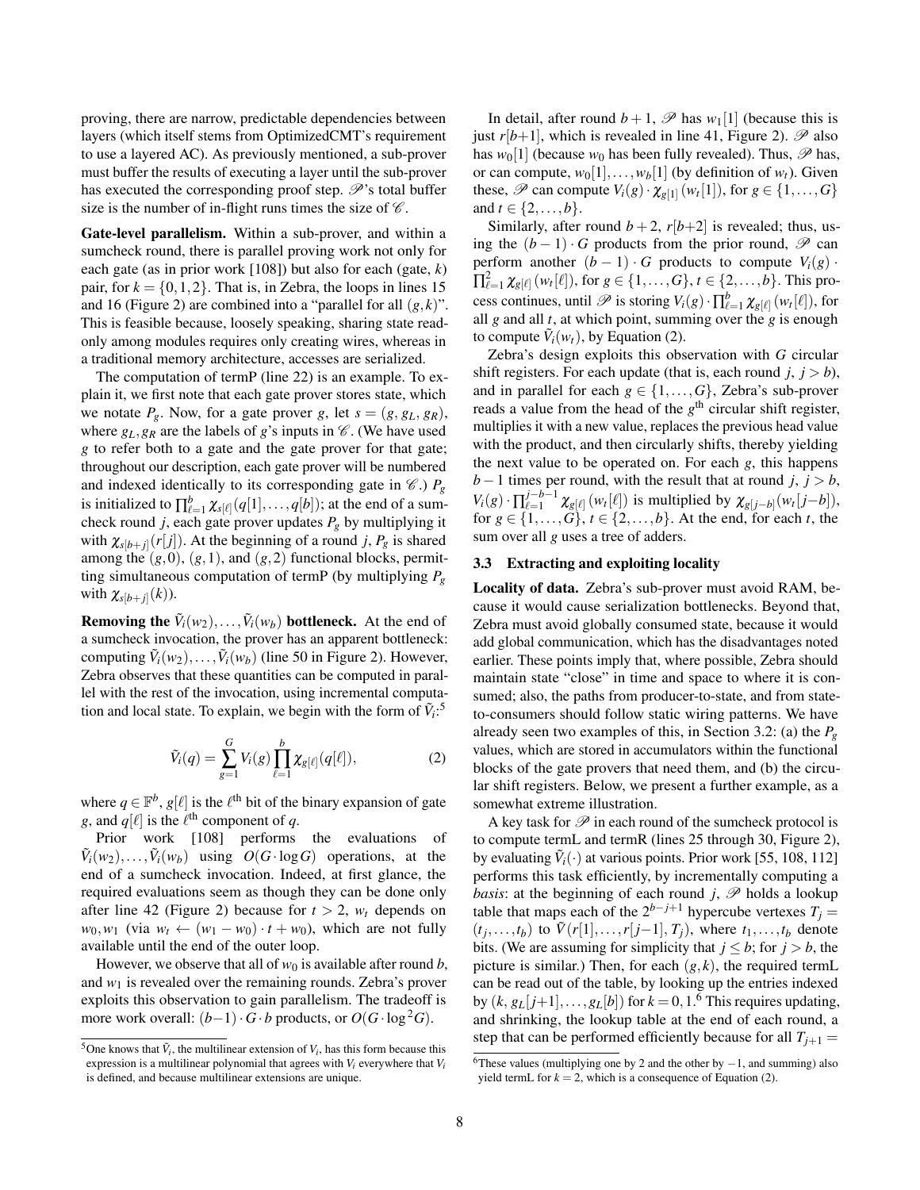proving, there are narrow, predictable dependencies between layers (which itself stems from OptimizedCMT's requirement to use a layered AC). As previously mentioned, a sub-prover must buffer the results of executing a layer until the sub-prover has executed the corresponding proof step. $\mathscr{P}$'s total buffer size is the number of in-flight runs times the size of $\mathscr{C}$.

**Gate-level parallelism.** Within a sub-prover, and within a sumcheck round, there is parallel proving work not only for each gate (as in prior work [108]) but also for each (gate, $k$) pair, for $k = \{0, 1, 2\}$. That is, in Zebra, the loops in lines 15 and 16 (Figure 2) are combined into a "parallel for all $(g, k)$". This is feasible because, loosely speaking, sharing state read-only among modules requires only creating wires, whereas in a traditional memory architecture, accesses are serialized.

The computation of termP (line 22) is an example. To explain it, we first note that each gate prover stores state, which we notate $P_g$. Now, for a gate prover $g$, let $s = (g, g_L, g_R)$, where $g_L, g_R$ are the labels of $g$'s inputs in $\mathscr{C}$. (We have used $g$ to refer both to a gate and the gate prover for that gate; throughout our description, each gate prover will be numbered and indexed identically to its corresponding gate in $\mathscr{C}$.) $P_g$ is initialized to $\prod_{\ell=1}^{b} \chi_{s[\ell]}(q[1], \ldots, q[b])$; at the end of a sumcheck round $j$, each gate prover updates $P_g$ by multiplying it with $\chi_{s[b+j]}(r[j])$. At the beginning of a round $j$, $P_g$ is shared among the $(g, 0)$, $(g, 1)$, and $(g, 2)$ functional blocks, permitting simultaneous computation of termP (by multiplying $P_g$ with $\chi_{s[b+j]}(k)$).

**Removing the $\tilde{V}_i(w_2), \ldots, \tilde{V}_i(w_b)$ bottleneck.** At the end of a sumcheck invocation, the prover has an apparent bottleneck: computing $\tilde{V}_i(w_2), \ldots, \tilde{V}_i(w_b)$ (line 50 in Figure 2). However, Zebra observes that these quantities can be computed in parallel with the rest of the invocation, using incremental computation and local state. To explain, we begin with the form of $\tilde{V}_i$:[5]

$$\tilde{V}_i(q) = \sum_{g=1}^{G} V_i(g) \prod_{\ell=1}^{b} \chi_{g[\ell]}(q[\ell]), \tag{2}$$

where $q \in \mathbb{F}^b$, $g[\ell]$ is the $\ell^{\text{th}}$ bit of the binary expansion of gate $g$, and $q[\ell]$ is the $\ell^{\text{th}}$ component of $q$.

Prior work [108] performs the evaluations of $\tilde{V}_i(w_2), \ldots, \tilde{V}_i(w_b)$ using $O(G \cdot \log G)$ operations, at the end of a sumcheck invocation. Indeed, at first glance, the required evaluations seem as though they can be done only after line 42 (Figure 2) because for $t > 2$, $w_t$ depends on $w_0, w_1$ (via $w_t \leftarrow (w_1 - w_0) \cdot t + w_0$), which are not fully available until the end of the outer loop.

However, we observe that all of $w_0$ is available after round $b$, and $w_1$ is revealed over the remaining rounds. Zebra's prover exploits this observation to gain parallelism. The tradeoff is more work overall: $(b-1) \cdot G \cdot b$ products, or $O(G \cdot \log^2 G)$.

In detail, after round $b+1$, $\mathscr{P}$ has $w_1[1]$ (because this is just $r[b+1]$, which is revealed in line 41, Figure 2). $\mathscr{P}$ also has $w_0[1]$ (because $w_0$ has been fully revealed). Thus, $\mathscr{P}$ has, or can compute, $w_0[1], \ldots, w_b[1]$ (by definition of $w_t$). Given these, $\mathscr{P}$ can compute $V_i(g) \cdot \chi_{g[1]}(w_t[1])$, for $g \in \{1, \ldots, G\}$ and $t \in \{2, \ldots, b\}$.

Similarly, after round $b+2$, $r[b+2]$ is revealed; thus, using the $(b-1) \cdot G$ products from the prior round, $\mathscr{P}$ can perform another $(b-1) \cdot G$ products to compute $V_i(g) \cdot \prod_{\ell=1}^{2} \chi_{g[\ell]}(w_t[\ell])$, for $g \in \{1, \ldots, G\}$, $t \in \{2, \ldots, b\}$. This process continues, until $\mathscr{P}$ is storing $V_i(g) \cdot \prod_{\ell=1}^{b} \chi_{g[\ell]}(w_t[\ell])$, for all $g$ and all $t$, at which point, summing over the $g$ is enough to compute $\tilde{V}_i(w_t)$, by Equation (2).

Zebra's design exploits this observation with $G$ circular shift registers. For each update (that is, each round $j$, $j > b$), and in parallel for each $g \in \{1, \ldots, G\}$, Zebra's sub-prover reads a value from the head of the $g^{\text{th}}$ circular shift register, multiplies it with a new value, replaces the previous head value with the product, and then circularly shifts, thereby yielding the next value to be operated on. For each $g$, this happens $b-1$ times per round, with the result that at round $j$, $j > b$, $V_i(g) \cdot \prod_{\ell=1}^{j-b-1} \chi_{g[\ell]}(w_t[\ell])$ is multiplied by $\chi_{g[j-b]}(w_t[j-b])$, for $g \in \{1, \ldots, G\}$, $t \in \{2, \ldots, b\}$. At the end, for each $t$, the sum over all $g$ uses a tree of adders.

### 3.3 Extracting and exploiting locality

**Locality of data.** Zebra's sub-prover must avoid RAM, because it would cause serialization bottlenecks. Beyond that, Zebra must avoid globally consumed state, because it would add global communication, which has the disadvantages noted earlier. These points imply that, where possible, Zebra should maintain state "close" in time and space to where it is consumed; also, the paths from producer-to-state, and from state-to-consumers should follow static wiring patterns. We have already seen two examples of this, in Section 3.2: (a) the $P_g$ values, which are stored in accumulators within the functional blocks of the gate provers that need them, and (b) the circular shift registers. Below, we present a further example, as a somewhat extreme illustration.

A key task for $\mathscr{P}$ in each round of the sumcheck protocol is to compute termL and termR (lines 25 through 30, Figure 2), by evaluating $\tilde{V}_i(\cdot)$ at various points. Prior work [55, 108, 112] performs this task efficiently, by incrementally computing a *basis*: at the beginning of each round $j$, $\mathscr{P}$ holds a lookup table that maps each of the $2^{b-j+1}$ hypercube vertexes $T_j = (t_j, \ldots, t_b)$ to $\tilde{V}(r[1], \ldots, r[j-1], T_j)$, where $t_1, \ldots, t_b$ denote bits. (We are assuming for simplicity that $j \leq b$; for $j > b$, the picture is similar.) Then, for each $(g, k)$, the required termL can be read out of the table, by looking up the entries indexed by $(k, g_L[j+1], \ldots, g_L[b])$ for $k = 0, 1$.[6] This requires updating, and shrinking, the lookup table at the end of each round, a step that can be performed efficiently because for all $T_{j+1} =$

---

[5] One knows that $\tilde{V}_i$, the multilinear extension of $V_i$, has this form because this expression is a multilinear polynomial that agrees with $V_i$ everywhere that $V_i$ is defined, and because multilinear extensions are unique.

[6] These values (multiplying one by 2 and the other by $-1$, and summing) also yield termL for $k = 2$, which is a consequence of Equation (2).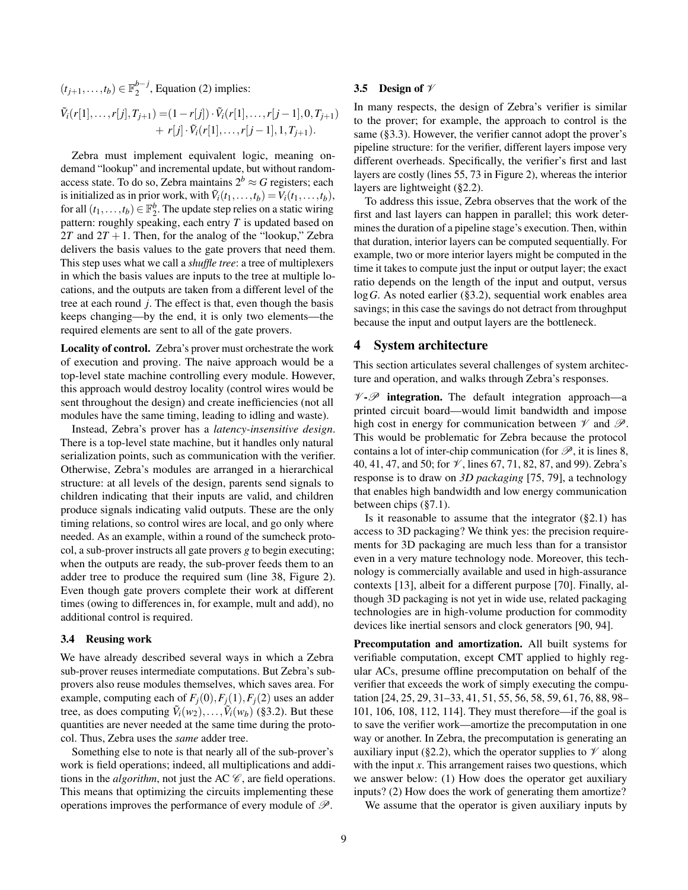$(t_{j+1},\ldots,t_b) \in \mathbb{F}_2^{b-j}$, Equation (2) implies:

$$\tilde{V}_i(r[1],\ldots,r[j],T_{j+1}) = (1-r[j]) \cdot \tilde{V}_i(r[1],\ldots,r[j-1],0,T_{j+1}) + r[j] \cdot \tilde{V}_i(r[1],\ldots,r[j-1],1,T_{j+1}).$$

Zebra must implement equivalent logic, meaning on-demand "lookup" and incremental update, but without random-access state. To do so, Zebra maintains $2^b \approx G$ registers; each is initialized as in prior work, with $\tilde{V}_i(t_1,\ldots,t_b) = V_i(t_1,\ldots,t_b)$, for all $(t_1,\ldots,t_b) \in \mathbb{F}_2^b$. The update step relies on a static wiring pattern: roughly speaking, each entry $T$ is updated based on $2T$ and $2T+1$. Then, for the analog of the "lookup," Zebra delivers the basis values to the gate provers that need them. This step uses what we call a *shuffle tree*: a tree of multiplexers in which the basis values are inputs to the tree at multiple locations, and the outputs are taken from a different level of the tree at each round $j$. The effect is that, even though the basis keeps changing—by the end, it is only two elements—the required elements are sent to all of the gate provers.

**Locality of control.** Zebra's prover must orchestrate the work of execution and proving. The naive approach would be a top-level state machine controlling every module. However, this approach would destroy locality (control wires would be sent throughout the design) and create inefficiencies (not all modules have the same timing, leading to idling and waste).

Instead, Zebra's prover has a *latency-insensitive design*. There is a top-level state machine, but it handles only natural serialization points, such as communication with the verifier. Otherwise, Zebra's modules are arranged in a hierarchical structure: at all levels of the design, parents send signals to children indicating that their inputs are valid, and children produce signals indicating valid outputs. These are the only timing relations, so control wires are local, and go only where needed. As an example, within a round of the sumcheck protocol, a sub-prover instructs all gate provers $g$ to begin executing; when the outputs are ready, the sub-prover feeds them to an adder tree to produce the required sum (line 38, Figure 2). Even though gate provers complete their work at different times (owing to differences in, for example, mult and add), no additional control is required.

### 3.4 Reusing work

We have already described several ways in which a Zebra sub-prover reuses intermediate computations. But Zebra's sub-provers also reuse modules themselves, which saves area. For example, computing each of $F_j(0), F_j(1), F_j(2)$ uses an adder tree, as does computing $\tilde{V}_i(w_2),\ldots,\tilde{V}_i(w_b)$ (§3.2). But these quantities are never needed at the same time during the protocol. Thus, Zebra uses the *same* adder tree.

Something else to note is that nearly all of the sub-prover's work is field operations; indeed, all multiplications and additions in the *algorithm*, not just the AC $\mathcal{C}$, are field operations. This means that optimizing the circuits implementing these operations improves the performance of every module of $\mathcal{P}$.

### 3.5 Design of $\mathcal{V}$

In many respects, the design of Zebra's verifier is similar to the prover; for example, the approach to control is the same (§3.3). However, the verifier cannot adopt the prover's pipeline structure: for the verifier, different layers impose very different overheads. Specifically, the verifier's first and last layers are costly (lines 55, 73 in Figure 2), whereas the interior layers are lightweight (§2.2).

To address this issue, Zebra observes that the work of the first and last layers can happen in parallel; this work determines the duration of a pipeline stage's execution. Then, within that duration, interior layers can be computed sequentially. For example, two or more interior layers might be computed in the time it takes to compute just the input or output layer; the exact ratio depends on the length of the input and output, versus $\log G$. As noted earlier (§3.2), sequential work enables area savings; in this case the savings do not detract from throughput because the input and output layers are the bottleneck.

## 4 System architecture

This section articulates several challenges of system architecture and operation, and walks through Zebra's responses.

**$\mathcal{V}$-$\mathcal{P}$ integration.** The default integration approach—a printed circuit board—would limit bandwidth and impose high cost in energy for communication between $\mathcal{V}$ and $\mathcal{P}$. This would be problematic for Zebra because the protocol contains a lot of inter-chip communication (for $\mathcal{P}$, it is lines 8, 40, 41, 47, and 50; for $\mathcal{V}$, lines 67, 71, 82, 87, and 99). Zebra's response is to draw on *3D packaging* [75, 79], a technology that enables high bandwidth and low energy communication between chips (§7.1).

Is it reasonable to assume that the integrator (§2.1) has access to 3D packaging? We think yes: the precision requirements for 3D packaging are much less than for a transistor even in a very mature technology node. Moreover, this technology is commercially available and used in high-assurance contexts [13], albeit for a different purpose [70]. Finally, although 3D packaging is not yet in wide use, related packaging technologies are in high-volume production for commodity devices like inertial sensors and clock generators [90, 94].

**Precomputation and amortization.** All built systems for verifiable computation, except CMT applied to highly regular ACs, presume offline precomputation on behalf of the verifier that exceeds the work of simply executing the computation [24, 25, 29, 31–33, 41, 51, 55, 56, 58, 59, 61, 76, 88, 98–101, 106, 108, 112, 114]. They must therefore—if the goal is to save the verifier work—amortize the precomputation in one way or another. In Zebra, the precomputation is generating an auxiliary input (§2.2), which the operator supplies to $\mathcal{V}$ along with the input $x$. This arrangement raises two questions, which we answer below: (1) How does the operator get auxiliary inputs? (2) How does the work of generating them amortize?

We assume that the operator is given auxiliary inputs by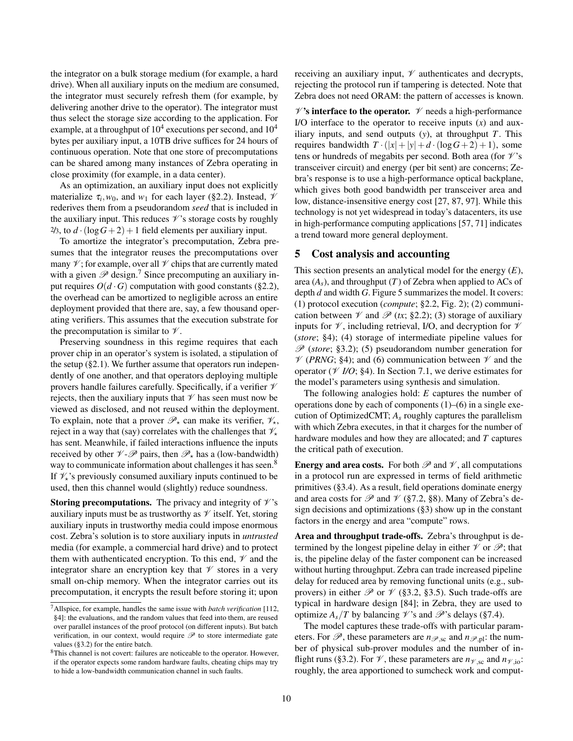the integrator on a bulk storage medium (for example, a hard drive). When all auxiliary inputs on the medium are consumed, the integrator must securely refresh them (for example, by delivering another drive to the operator). The integrator must thus select the storage size according to the application. For example, at a throughput of $10^4$ executions per second, and $10^4$ bytes per auxiliary input, a 10TB drive suffices for 24 hours of continuous operation. Note that one store of precomputations can be shared among many instances of Zebra operating in close proximity (for example, in a data center).

As an optimization, an auxiliary input does not explicitly materialize $\tau_i, w_0$, and $w_1$ for each layer (§2.2). Instead, $\mathcal{V}$ rederives them from a pseudorandom *seed* that is included in the auxiliary input. This reduces $\mathcal{V}$'s storage costs by roughly 2/3, to $d \cdot (\log G + 2) + 1$ field elements per auxiliary input.

To amortize the integrator's precomputation, Zebra presumes that the integrator reuses the precomputations over many $\mathcal{V}$; for example, over all $\mathcal{V}$ chips that are currently mated with a given $\mathcal{P}$ design.[7] Since precomputing an auxiliary input requires $O(d \cdot G)$ computation with good constants (§2.2), the overhead can be amortized to negligible across an entire deployment provided that there are, say, a few thousand operating verifiers. This assumes that the execution substrate for the precomputation is similar to $\mathcal{V}$.

Preserving soundness in this regime requires that each prover chip in an operator's system is isolated, a stipulation of the setup (§2.1). We further assume that operators run independently of one another, and that operators deploying multiple provers handle failures carefully. Specifically, if a verifier $\mathcal{V}$ rejects, then the auxiliary inputs that $\mathcal{V}$ has seen must now be viewed as disclosed, and not reused within the deployment. To explain, note that a prover $\mathcal{P}_\star$ can make its verifier, $\mathcal{V}_\star$, reject in a way that (say) correlates with the challenges that $\mathcal{V}_\star$ has sent. Meanwhile, if failed interactions influence the inputs received by other $\mathcal{V}$-$\mathcal{P}$ pairs, then $\mathcal{P}_\star$ has a (low-bandwidth) way to communicate information about challenges it has seen.[8] If $\mathcal{V}_\star$'s previously consumed auxiliary inputs continued to be used, then this channel would (slightly) reduce soundness.

**Storing precomputations.** The privacy and integrity of $\mathcal{V}$'s auxiliary inputs must be as trustworthy as $\mathcal{V}$ itself. Yet, storing auxiliary inputs in trustworthy media could impose enormous cost. Zebra's solution is to store auxiliary inputs in *untrusted* media (for example, a commercial hard drive) and to protect them with authenticated encryption. To this end, $\mathcal{V}$ and the integrator share an encryption key that $\mathcal{V}$ stores in a very small on-chip memory. When the integrator carries out its precomputation, it encrypts the result before storing it; upon receiving an auxiliary input, $\mathcal{V}$ authenticates and decrypts, rejecting the protocol run if tampering is detected. Note that Zebra does not need ORAM: the pattern of accesses is known.

**$\mathcal{V}$'s interface to the operator.** $\mathcal{V}$ needs a high-performance I/O interface to the operator to receive inputs ($x$) and auxiliary inputs, and send outputs ($y$), at throughput $T$. This requires bandwidth $T \cdot (|x| + |y| + d \cdot (\log G + 2) + 1)$, some tens or hundreds of megabits per second. Both area (for $\mathcal{V}$'s transceiver circuit) and energy (per bit sent) are concerns; Zebra's response is to use a high-performance optical backplane, which gives both good bandwidth per transceiver area and low, distance-insensitive energy cost [27, 87, 97]. While this technology is not yet widespread in today's datacenters, its use in high-performance computing applications [57, 71] indicates a trend toward more general deployment.

# 5 Cost analysis and accounting

This section presents an analytical model for the energy ($E$), area ($A_s$), and throughput ($T$) of Zebra when applied to ACs of depth $d$ and width $G$. Figure 5 summarizes the model. It covers: (1) protocol execution (*compute*; §2.2, Fig. 2); (2) communication between $\mathcal{V}$ and $\mathcal{P}$ (*tx*; §2.2); (3) storage of auxiliary inputs for $\mathcal{V}$, including retrieval, I/O, and decryption for $\mathcal{V}$ (*store*; §4); (4) storage of intermediate pipeline values for $\mathcal{P}$ (*store*; §3.2); (5) pseudorandom number generation for $\mathcal{V}$ (*PRNG*; §4); and (6) communication between $\mathcal{V}$ and the operator ($\mathcal{V}$ *I/O*; §4). In Section 7.1, we derive estimates for the model's parameters using synthesis and simulation.

The following analogies hold: $E$ captures the number of operations done by each of components (1)–(6) in a single execution of OptimizedCMT; $A_s$ roughly captures the parallelism with which Zebra executes, in that it charges for the number of hardware modules and how they are allocated; and $T$ captures the critical path of execution.

**Energy and area costs.** For both $\mathcal{P}$ and $\mathcal{V}$, all computations in a protocol run are expressed in terms of field arithmetic primitives (§3.4). As a result, field operations dominate energy and area costs for $\mathcal{P}$ and $\mathcal{V}$ (§7.2, §8). Many of Zebra's design decisions and optimizations (§3) show up in the constant factors in the energy and area "compute" rows.

**Area and throughput trade-offs.** Zebra's throughput is determined by the longest pipeline delay in either $\mathcal{V}$ or $\mathcal{P}$; that is, the pipeline delay of the faster component can be increased without hurting throughput. Zebra can trade increased pipeline delay for reduced area by removing functional units (e.g., sub-provers) in either $\mathcal{P}$ or $\mathcal{V}$ (§3.2, §3.5). Such trade-offs are typical in hardware design [84]; in Zebra, they are used to optimize $A_s/T$ by balancing $\mathcal{V}$'s and $\mathcal{P}$'s delays (§7.4).

The model captures these trade-offs with particular parameters. For $\mathcal{P}$, these parameters are $n_{\mathcal{P},\text{sc}}$ and $n_{\mathcal{P},\text{pl}}$: the number of physical sub-prover modules and the number of in-flight runs (§3.2). For $\mathcal{V}$, these parameters are $n_{\mathcal{V},\text{sc}}$ and $n_{\mathcal{V},\text{io}}$: roughly, the area apportioned to sumcheck work and comput-

[7] Allspice, for example, handles the same issue with *batch verification* [112, §4]: the evaluations, and the random values that feed into them, are reused over parallel instances of the proof protocol (on different inputs). But batch verification, in our context, would require $\mathcal{P}$ to store intermediate gate values (§3.2) for the entire batch.

[8] This channel is not covert: failures are noticeable to the operator. However, if the operator expects some random hardware faults, cheating chips may try to hide a low-bandwidth communication channel in such faults.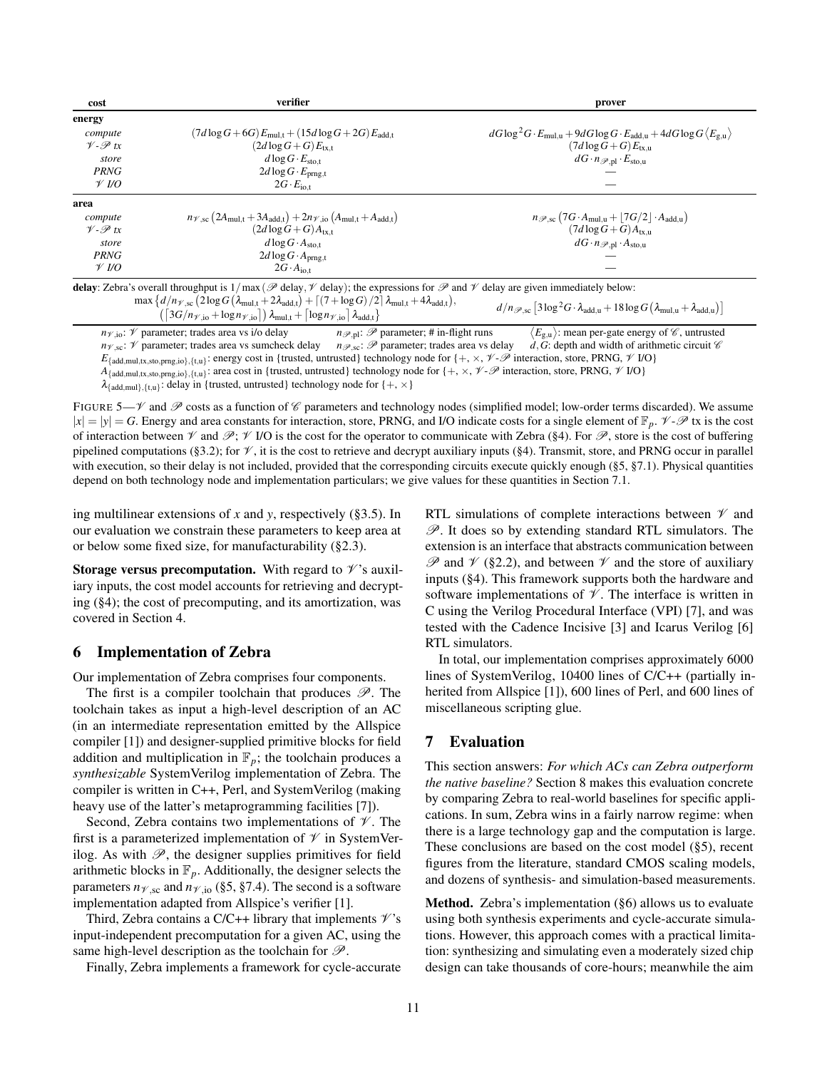| cost | verifier | prover |
|---|---|---|
| **energy** | | |
| *compute* | $(7d\log G + 6G)E_{\text{mul,t}} + (15d\log G + 2G)E_{\text{add,t}}$ | $dG\log^2 G \cdot E_{\text{mul,u}} + 9dG\log G \cdot E_{\text{add,u}} + 4dG\log G \langle E_{\text{g,u}} \rangle$ |
| *$\mathcal{V}$-$\mathcal{P}$ tx* | $(2d\log G + G)E_{\text{tx,t}}$ | $(7d\log G + G)E_{\text{tx,u}}$ |
| *store* | $d\log G \cdot E_{\text{sto,t}}$ | $dG \cdot n_{\mathcal{P},\text{pl}} \cdot E_{\text{sto,u}}$ |
| *PRNG* | $2d\log G \cdot E_{\text{prng,t}}$ | — |
| *$\mathcal{V}$ I/O* | $2G \cdot E_{\text{io,t}}$ | — |
| **area** | | |
| *compute* | $n_{\mathcal{V},\text{sc}}\left(2A_{\text{mul,t}} + 3A_{\text{add,t}}\right) + 2n_{\mathcal{V},\text{io}}\left(A_{\text{mul,t}} + A_{\text{add,t}}\right)$ | $n_{\mathcal{P},\text{sc}}\left(7G \cdot A_{\text{mul,u}} + \lfloor 7G/2 \rfloor \cdot A_{\text{add,u}}\right)$ |
| *$\mathcal{V}$-$\mathcal{P}$ tx* | $(2d\log G + G)A_{\text{tx,t}}$ | $(7d\log G + G)A_{\text{tx,u}}$ |
| *store* | $d\log G \cdot A_{\text{sto,t}}$ | $dG \cdot n_{\mathcal{P},\text{pl}} \cdot A_{\text{sto,u}}$ |
| *PRNG* | $2d\log G \cdot A_{\text{prng,t}}$ | — |
| *$\mathcal{V}$ I/O* | $2G \cdot A_{\text{io,t}}$ | — |

**delay**: Zebra's overall throughput is $1/\max(\mathcal{P}$ delay, $\mathcal{V}$ delay); the expressions for $\mathcal{P}$ and $\mathcal{V}$ delay are given immediately below:

$\mathcal{V}$: $\max\left\{d/n_{\mathcal{V},\text{sc}}\left(2\log G\left(\lambda_{\text{mul,t}} + 2\lambda_{\text{add,t}}\right) + \lceil(7+\log G)/2\rceil\lambda_{\text{mul,t}} + 4\lambda_{\text{add,t}}\right), \left(\lceil 3G/n_{\mathcal{V},\text{io}} + \log n_{\mathcal{V},\text{io}}\rceil\right)\lambda_{\text{mul,t}} + \lceil\log n_{\mathcal{V},\text{io}}\rceil\lambda_{\text{add,t}}\right\}$

$\mathcal{P}$: $d/n_{\mathcal{P},\text{sc}}\left[3\log^2 G \cdot \lambda_{\text{add,u}} + 18\log G\left(\lambda_{\text{mul,u}} + \lambda_{\text{add,u}}\right)\right]$

$n_{\mathcal{V},\text{io}}$: $\mathcal{V}$ parameter; trades area vs i/o delay  
$n_{\mathcal{V},\text{sc}}$: $\mathcal{V}$ parameter; trades area vs sumcheck delay  
$n_{\mathcal{P},\text{pl}}$: $\mathcal{P}$ parameter; # in-flight runs  
$n_{\mathcal{P},\text{sc}}$: $\mathcal{P}$ parameter; trades area vs delay  
$\langle E_{\text{g,u}} \rangle$: mean per-gate energy of $\mathcal{C}$, untrusted  
$d, G$: depth and width of arithmetic circuit $\mathcal{C}$  
$E_{\{\text{add,mul,tx,sto,prng,io}\},\{\text{t,u}\}}$: energy cost in {trusted, untrusted} technology node for $\{+, \times, \mathcal{V}$-$\mathcal{P}$ interaction, store, PRNG, $\mathcal{V}$ I/O$\}$  
$A_{\{\text{add,mul,tx,sto,prng,io}\},\{\text{t,u}\}}$: area cost in {trusted, untrusted} technology node for $\{+, \times, \mathcal{V}$-$\mathcal{P}$ interaction, store, PRNG, $\mathcal{V}$ I/O$\}$  
$\lambda_{\{\text{add,mul}\},\{\text{t,u}\}}$: delay in {trusted, untrusted} technology node for $\{+, \times\}$

FIGURE 5—$\mathcal{V}$ and $\mathcal{P}$ costs as a function of $\mathcal{C}$ parameters and technology nodes (simplified model; low-order terms discarded). We assume $|x| = |y| = G$. Energy and area constants for interaction, store, PRNG, and I/O indicate costs for a single element of $\mathbb{F}_p$. $\mathcal{V}$-$\mathcal{P}$ tx is the cost of interaction between $\mathcal{V}$ and $\mathcal{P}$; $\mathcal{V}$ I/O is the cost for the operator to communicate with Zebra (§4). For $\mathcal{P}$, store is the cost of buffering pipelined computations (§3.2); for $\mathcal{V}$, it is the cost to retrieve and decrypt auxiliary inputs (§4). Transmit, store, and PRNG occur in parallel with execution, so their delay is not included, provided that the corresponding circuits execute quickly enough (§5, §7.1). Physical quantities depend on both technology node and implementation particulars; we give values for these quantities in Section 7.1.

ing multilinear extensions of $x$ and $y$, respectively (§3.5). In our evaluation we constrain these parameters to keep area at or below some fixed size, for manufacturability (§2.3).

**Storage versus precomputation.** With regard to $\mathcal{V}$'s auxiliary inputs, the cost model accounts for retrieving and decrypting (§4); the cost of precomputing, and its amortization, was covered in Section 4.

## 6 Implementation of Zebra

Our implementation of Zebra comprises four components.

The first is a compiler toolchain that produces $\mathcal{P}$. The toolchain takes as input a high-level description of an AC (in an intermediate representation emitted by the Allspice compiler [1]) and designer-supplied primitive blocks for field addition and multiplication in $\mathbb{F}_p$; the toolchain produces a *synthesizable* SystemVerilog implementation of Zebra. The compiler is written in C++, Perl, and SystemVerilog (making heavy use of the latter's metaprogramming facilities [7]).

Second, Zebra contains two implementations of $\mathcal{V}$. The first is a parameterized implementation of $\mathcal{V}$ in SystemVerilog. As with $\mathcal{P}$, the designer supplies primitives for field arithmetic blocks in $\mathbb{F}_p$. Additionally, the designer selects the parameters $n_{\mathcal{V},\text{sc}}$ and $n_{\mathcal{V},\text{io}}$ (§5, §7.4). The second is a software implementation adapted from Allspice's verifier [1].

Third, Zebra contains a C/C++ library that implements $\mathcal{V}$'s input-independent precomputation for a given AC, using the same high-level description as the toolchain for $\mathcal{P}$.

Finally, Zebra implements a framework for cycle-accurate RTL simulations of complete interactions between $\mathcal{V}$ and $\mathcal{P}$. It does so by extending standard RTL simulators. The extension is an interface that abstracts communication between $\mathcal{P}$ and $\mathcal{V}$ (§2.2), and between $\mathcal{V}$ and the store of auxiliary inputs (§4). This framework supports both the hardware and software implementations of $\mathcal{V}$. The interface is written in C using the Verilog Procedural Interface (VPI) [7], and was tested with the Cadence Incisive [3] and Icarus Verilog [6] RTL simulators.

In total, our implementation comprises approximately 6000 lines of SystemVerilog, 10400 lines of C/C++ (partially inherited from Allspice [1]), 600 lines of Perl, and 600 lines of miscellaneous scripting glue.

## 7 Evaluation

This section answers: *For which ACs can Zebra outperform the native baseline?* Section 8 makes this evaluation concrete by comparing Zebra to real-world baselines for specific applications. In sum, Zebra wins in a fairly narrow regime: when there is a large technology gap and the computation is large. These conclusions are based on the cost model (§5), recent figures from the literature, standard CMOS scaling models, and dozens of synthesis- and simulation-based measurements.

**Method.** Zebra's implementation (§6) allows us to evaluate using both synthesis experiments and cycle-accurate simulations. However, this approach comes with a practical limitation: synthesizing and simulating even a moderately sized chip design can take thousands of core-hours; meanwhile the aim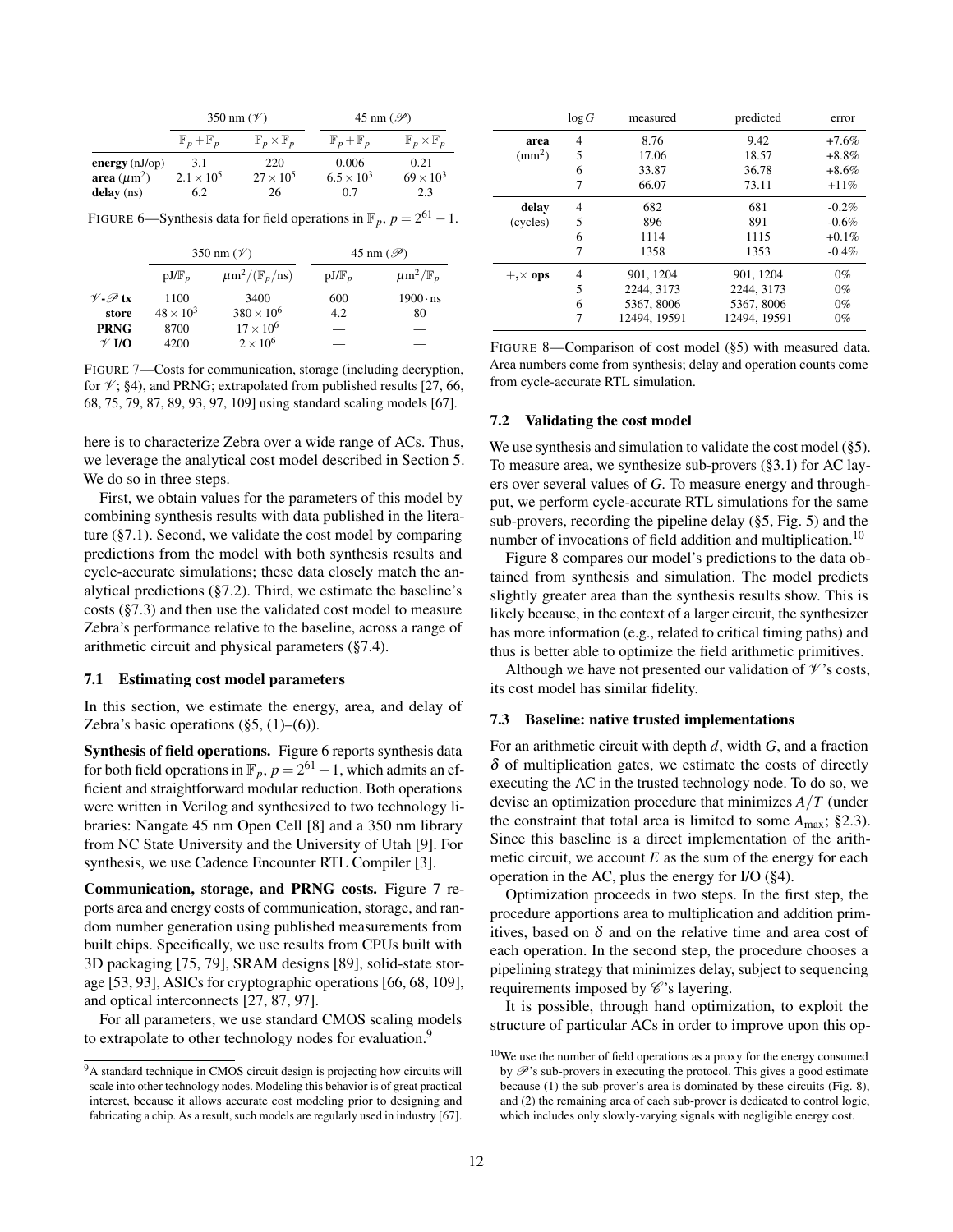| | 350 nm ($\mathcal{V}$) | | 45 nm ($\mathcal{P}$) | |
|---|---|---|---|---|
| | $\mathbb{F}_p + \mathbb{F}_p$ | $\mathbb{F}_p \times \mathbb{F}_p$ | $\mathbb{F}_p + \mathbb{F}_p$ | $\mathbb{F}_p \times \mathbb{F}_p$ |
| **energy** (nJ/op) | 3.1 | 220 | 0.006 | 0.21 |
| **area** ($\mu$m$^2$) | $2.1 \times 10^5$ | $27 \times 10^5$ | $6.5 \times 10^3$ | $69 \times 10^3$ |
| **delay** (ns) | 6.2 | 26 | 0.7 | 2.3 |

FIGURE 6—Synthesis data for field operations in $\mathbb{F}_p$, $p = 2^{61} - 1$.

| | 350 nm ($\mathcal{V}$) | | 45 nm ($\mathcal{P}$) | |
|---|---|---|---|---|
| | pJ/$\mathbb{F}_p$ | $\mu$m$^2$/($\mathbb{F}_p$/ns) | pJ/$\mathbb{F}_p$ | $\mu$m$^2$/$\mathbb{F}_p$ |
| **$\mathcal{V}$-$\mathcal{P}$ tx** | 1100 | 3400 | 600 | $1900 \cdot$ ns |
| **store** | $48 \times 10^3$ | $380 \times 10^6$ | 4.2 | 80 |
| **PRNG** | 8700 | $17 \times 10^6$ | — | — |
| **$\mathcal{V}$ I/O** | 4200 | $2 \times 10^6$ | — | — |

FIGURE 7—Costs for communication, storage (including decryption, for $\mathcal{V}$; §4), and PRNG; extrapolated from published results [27, 66, 68, 75, 79, 87, 89, 93, 97, 109] using standard scaling models [67].

here is to characterize Zebra over a wide range of ACs. Thus, we leverage the analytical cost model described in Section 5. We do so in three steps.

First, we obtain values for the parameters of this model by combining synthesis results with data published in the literature (§7.1). Second, we validate the cost model by comparing predictions from the model with both synthesis results and cycle-accurate simulations; these data closely match the analytical predictions (§7.2). Third, we estimate the baseline's costs (§7.3) and then use the validated cost model to measure Zebra's performance relative to the baseline, across a range of arithmetic circuit and physical parameters (§7.4).

### 7.1 Estimating cost model parameters

In this section, we estimate the energy, area, and delay of Zebra's basic operations (§5, (1)–(6)).

**Synthesis of field operations.** Figure 6 reports synthesis data for both field operations in $\mathbb{F}_p$, $p = 2^{61} - 1$, which admits an efficient and straightforward modular reduction. Both operations were written in Verilog and synthesized to two technology libraries: Nangate 45 nm Open Cell [8] and a 350 nm library from NC State University and the University of Utah [9]. For synthesis, we use Cadence Encounter RTL Compiler [3].

**Communication, storage, and PRNG costs.** Figure 7 reports area and energy costs of communication, storage, and random number generation using published measurements from built chips. Specifically, we use results from CPUs built with 3D packaging [75, 79], SRAM designs [89], solid-state storage [53, 93], ASICs for cryptographic operations [66, 68, 109], and optical interconnects [27, 87, 97].

For all parameters, we use standard CMOS scaling models to extrapolate to other technology nodes for evaluation.[9]

[9] A standard technique in CMOS circuit design is projecting how circuits will scale into other technology nodes. Modeling this behavior is of great practical interest, because it allows accurate cost modeling prior to designing and fabricating a chip. As a result, such models are regularly used in industry [67].

| | $\log G$ | measured | predicted | error |
|---|---|---|---|---|
| **area** (mm$^2$) | 4 | 8.76 | 9.42 | +7.6% |
| | 5 | 17.06 | 18.57 | +8.8% |
| | 6 | 33.87 | 36.78 | +8.6% |
| | 7 | 66.07 | 73.11 | +11% |
| **delay** (cycles) | 4 | 682 | 681 | -0.2% |
| | 5 | 896 | 891 | -0.6% |
| | 6 | 1114 | 1115 | +0.1% |
| | 7 | 1358 | 1353 | -0.4% |
| **+,× ops** | 4 | 901, 1204 | 901, 1204 | 0% |
| | 5 | 2244, 3173 | 2244, 3173 | 0% |
| | 6 | 5367, 8006 | 5367, 8006 | 0% |
| | 7 | 12494, 19591 | 12494, 19591 | 0% |

FIGURE 8—Comparison of cost model (§5) with measured data. Area numbers come from synthesis; delay and operation counts come from cycle-accurate RTL simulation.

### 7.2 Validating the cost model

We use synthesis and simulation to validate the cost model (§5). To measure area, we synthesize sub-provers (§3.1) for AC layers over several values of $G$. To measure energy and throughput, we perform cycle-accurate RTL simulations for the same sub-provers, recording the pipeline delay (§5, Fig. 5) and the number of invocations of field addition and multiplication.[10]

Figure 8 compares our model's predictions to the data obtained from synthesis and simulation. The model predicts slightly greater area than the synthesis results show. This is likely because, in the context of a larger circuit, the synthesizer has more information (e.g., related to critical timing paths) and thus is better able to optimize the field arithmetic primitives.

Although we have not presented our validation of $\mathcal{V}$'s costs, its cost model has similar fidelity.

### 7.3 Baseline: native trusted implementations

For an arithmetic circuit with depth $d$, width $G$, and a fraction $\delta$ of multiplication gates, we estimate the costs of directly executing the AC in the trusted technology node. To do so, we devise an optimization procedure that minimizes $A/T$ (under the constraint that total area is limited to some $A_{\max}$; §2.3). Since this baseline is a direct implementation of the arithmetic circuit, we account $E$ as the sum of the energy for each operation in the AC, plus the energy for I/O (§4).

Optimization proceeds in two steps. In the first step, the procedure apportions area to multiplication and addition primitives, based on $\delta$ and on the relative time and area cost of each operation. In the second step, the procedure chooses a pipelining strategy that minimizes delay, subject to sequencing requirements imposed by $\mathcal{C}$'s layering.

It is possible, through hand optimization, to exploit the structure of particular ACs in order to improve upon this op-

[10] We use the number of field operations as a proxy for the energy consumed by $\mathcal{P}$'s sub-provers in executing the protocol. This gives a good estimate because (1) the sub-prover's area is dominated by these circuits (Fig. 8), and (2) the remaining area of each sub-prover is dedicated to control logic, which includes only slowly-varying signals with negligible energy cost.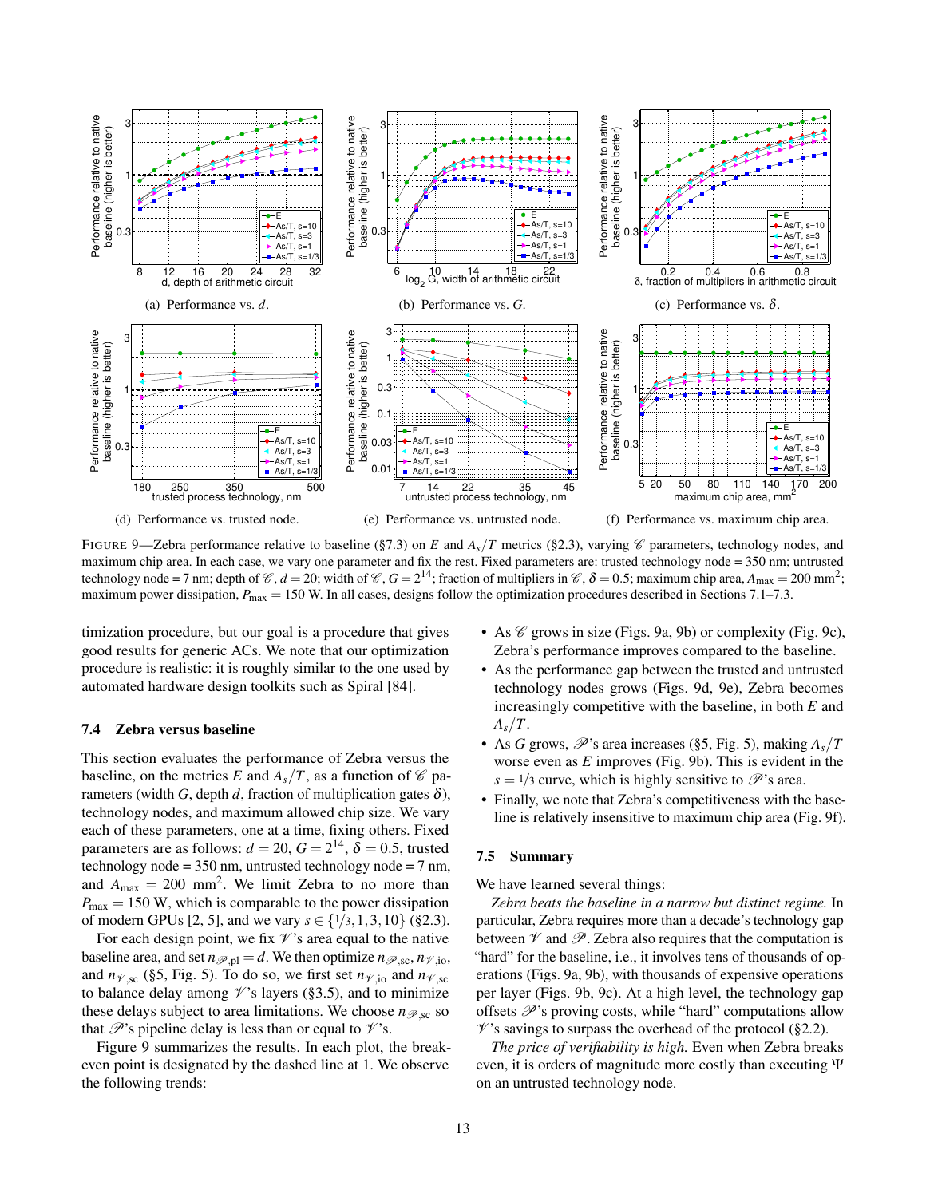(a) Performance vs. $d$.

(b) Performance vs. $G$.

(c) Performance vs. $\delta$.

(d) Performance vs. trusted node.

(e) Performance vs. untrusted node.

(f) Performance vs. maximum chip area.

FIGURE 9—Zebra performance relative to baseline (§7.3) on $E$ and $A_s/T$ metrics (§2.3), varying $\mathcal{C}$ parameters, technology nodes, and maximum chip area. In each case, we vary one parameter and fix the rest. Fixed parameters are: trusted technology node = 350 nm; untrusted technology node = 7 nm; depth of $\mathcal{C}$, $d = 20$; width of $\mathcal{C}$, $G = 2^{14}$; fraction of multipliers in $\mathcal{C}$, $\delta = 0.5$; maximum chip area, $A_{\max} = 200$ mm$^2$; maximum power dissipation, $P_{\max} = 150$ W. In all cases, designs follow the optimization procedures described in Sections 7.1–7.3.

timization procedure, but our goal is a procedure that gives good results for generic ACs. We note that our optimization procedure is realistic: it is roughly similar to the one used by automated hardware design toolkits such as Spiral [84].

### 7.4 Zebra versus baseline

This section evaluates the performance of Zebra versus the baseline, on the metrics $E$ and $A_s/T$, as a function of $\mathcal{C}$ parameters (width $G$, depth $d$, fraction of multiplication gates $\delta$), technology nodes, and maximum allowed chip size. We vary each of these parameters, one at a time, fixing others. Fixed parameters are as follows: $d = 20$, $G = 2^{14}$, $\delta = 0.5$, trusted technology node = 350 nm, untrusted technology node = 7 nm, and $A_{\max} = 200$ mm$^2$. We limit Zebra to no more than $P_{\max} = 150$ W, which is comparable to the power dissipation of modern GPUs [2, 5], and we vary $s \in \{1/3, 1, 3, 10\}$ (§2.3).

For each design point, we fix $\mathcal{V}$'s area equal to the native baseline area, and set $n_{\mathcal{P},\text{pl}} = d$. We then optimize $n_{\mathcal{P},\text{sc}}$, $n_{\mathcal{V},\text{io}}$, and $n_{\mathcal{V},\text{sc}}$ (§5, Fig. 5). To do so, we first set $n_{\mathcal{V},\text{io}}$ and $n_{\mathcal{V},\text{sc}}$ to balance delay among $\mathcal{V}$'s layers (§3.5), and to minimize these delays subject to area limitations. We choose $n_{\mathcal{P},\text{sc}}$ so that $\mathcal{P}$'s pipeline delay is less than or equal to $\mathcal{V}$'s.

Figure 9 summarizes the results. In each plot, the breakeven point is designated by the dashed line at 1. We observe the following trends:

- As $\mathcal{C}$ grows in size (Figs. 9a, 9b) or complexity (Fig. 9c), Zebra's performance improves compared to the baseline.
- As the performance gap between the trusted and untrusted technology nodes grows (Figs. 9d, 9e), Zebra becomes increasingly competitive with the baseline, in both $E$ and $A_s/T$.
- As $G$ grows, $\mathcal{P}$'s area increases (§5, Fig. 5), making $A_s/T$ worse even as $E$ improves (Fig. 9b). This is evident in the $s = 1/3$ curve, which is highly sensitive to $\mathcal{P}$'s area.
- Finally, we note that Zebra's competitiveness with the baseline is relatively insensitive to maximum chip area (Fig. 9f).

### 7.5 Summary

We have learned several things:

*Zebra beats the baseline in a narrow but distinct regime.* In particular, Zebra requires more than a decade's technology gap between $\mathcal{V}$ and $\mathcal{P}$. Zebra also requires that the computation is "hard" for the baseline, i.e., it involves tens of thousands of operations (Figs. 9a, 9b), with thousands of expensive operations per layer (Figs. 9b, 9c). At a high level, the technology gap offsets $\mathcal{P}$'s proving costs, while "hard" computations allow $\mathcal{V}$'s savings to surpass the overhead of the protocol (§2.2).

*The price of verifiability is high.* Even when Zebra breaks even, it is orders of magnitude more costly than executing $\Psi$ on an untrusted technology node.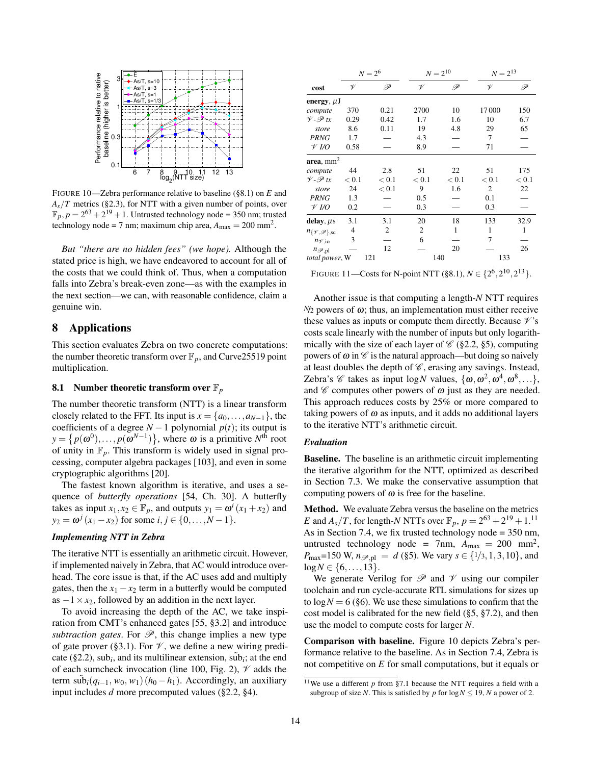FIGURE 10—Zebra performance relative to baseline (§8.1) on $E$ and $A_s/T$ metrics (§2.3), for NTT with a given number of points, over $\mathbb{F}_p, p = 2^{63} + 2^{19} + 1$. Untrusted technology node = 350 nm; trusted technology node = 7 nm; maximum chip area, $A_{\max} = 200$ mm$^2$.

*But "there are no hidden fees" (we hope).* Although the stated price is high, we have endeavored to account for all of the costs that we could think of. Thus, when a computation falls into Zebra's break-even zone—as with the examples in the next section—we can, with reasonable confidence, claim a genuine win.

## 8 Applications

This section evaluates Zebra on two concrete computations: the number theoretic transform over $\mathbb{F}_p$, and Curve25519 point multiplication.

### 8.1 Number theoretic transform over $\mathbb{F}_p$

The number theoretic transform (NTT) is a linear transform closely related to the FFT. Its input is $x = \{a_0, \dots, a_{N-1}\}$, the coefficients of a degree $N-1$ polynomial $p(t)$; its output is $y = \{p(\omega^0), \dots, p(\omega^{N-1})\}$, where $\omega$ is a primitive $N^{\text{th}}$ root of unity in $\mathbb{F}_p$. This transform is widely used in signal processing, computer algebra packages [103], and even in some cryptographic algorithms [20].

The fastest known algorithm is iterative, and uses a sequence of *butterfly operations* [54, Ch. 30]. A butterfly takes as input $x_1, x_2 \in \mathbb{F}_p$, and outputs $y_1 = \omega^i (x_1 + x_2)$ and $y_2 = \omega^j (x_1 - x_2)$ for some $i, j \in \{0, \dots, N-1\}$.

#### *Implementing NTT in Zebra*

The iterative NTT is essentially an arithmetic circuit. However, if implemented naively in Zebra, that AC would introduce overhead. The core issue is that, if the AC uses add and multiply gates, then the $x_1 - x_2$ term in a butterfly would be computed as $-1 \times x_2$, followed by an addition in the next layer.

To avoid increasing the depth of the AC, we take inspiration from CMT's enhanced gates [55, §3.2] and introduce *subtraction gates*. For $\mathcal{P}$, this change implies a new type of gate prover (§3.1). For $\mathcal{V}$, we define a new wiring predicate (§2.2), $\text{sub}_i$, and its multilinear extension, $\tilde{\text{sub}}_i$; at the end of each sumcheck invocation (line 100, Fig. 2), $\mathcal{V}$ adds the term $\tilde{\text{sub}}_i(q_{i-1}, w_0, w_1)(h_0 - h_1)$. Accordingly, an auxiliary input includes $d$ more precomputed values (§2.2, §4).

| | $N = 2^6$ | | $N = 2^{10}$ | | $N = 2^{13}$ | |
|---|---|---|---|---|---|---|
| **cost** | $\mathcal{V}$ | $\mathcal{P}$ | $\mathcal{V}$ | $\mathcal{P}$ | $\mathcal{V}$ | $\mathcal{P}$ |
| **energy**, $\mu$J | | | | | | |
| *compute* | 370 | 0.21 | 2700 | 10 | 17 000 | 150 |
| $\mathcal{V}$-$\mathcal{P}$ *tx* | 0.29 | 0.42 | 1.7 | 1.6 | 10 | 6.7 |
| *store* | 8.6 | 0.11 | 19 | 4.8 | 29 | 65 |
| *PRNG* | 1.7 | — | 4.3 | — | 7 | — |
| $\mathcal{V}$ *I/O* | 0.58 | — | 8.9 | — | 71 | — |
| **area**, mm$^2$ | | | | | | |
| *compute* | 44 | 2.8 | 51 | 22 | 51 | 175 |
| $\mathcal{V}$-$\mathcal{P}$ *tx* | $<0.1$ | $<0.1$ | $<0.1$ | $<0.1$ | $<0.1$ | $<0.1$ |
| *store* | 24 | $<0.1$ | 9 | 1.6 | 2 | 22 |
| *PRNG* | 1.3 | — | 0.5 | — | 0.1 | — |
| $\mathcal{V}$ *I/O* | 0.2 | — | 0.3 | — | 0.3 | — |
| **delay**, $\mu$s | 3.1 | 3.1 | 20 | 18 | 133 | 32.9 |
| $n_{\{\mathcal{V},\mathcal{P}\},\text{sc}}$ | 4 | 2 | 2 | 1 | 1 | 1 |
| $n_{\mathcal{V},\text{io}}$ | 3 | — | 6 | — | 7 | — |
| $n_{\mathcal{P},\text{pl}}$ | — | 12 | — | 20 | — | 26 |
| *total power*, W | 121 | | 140 | | 133 | |

FIGURE 11—Costs for N-point NTT (§8.1), $N \in \{2^6, 2^{10}, 2^{13}\}$.

Another issue is that computing a length-$N$ NTT requires $N/2$ powers of $\omega$; thus, an implementation must either receive these values as inputs or compute them directly. Because $\mathcal{V}$'s costs scale linearly with the number of inputs but only logarithmically with the size of each layer of $\mathcal{C}$ (§2.2, §5), computing powers of $\omega$ in $\mathcal{C}$ is the natural approach—but doing so naively at least doubles the depth of $\mathcal{C}$, erasing any savings. Instead, Zebra's $\mathcal{C}$ takes as input $\log N$ values, $\{\omega, \omega^2, \omega^4, \omega^8, \dots\}$, and $\mathcal{C}$ computes other powers of $\omega$ just as they are needed. This approach reduces costs by 25% or more compared to taking powers of $\omega$ as inputs, and it adds no additional layers to the iterative NTT's arithmetic circuit.

#### *Evaluation*

**Baseline.** The baseline is an arithmetic circuit implementing the iterative algorithm for the NTT, optimized as described in Section 7.3. We make the conservative assumption that computing powers of $\omega$ is free for the baseline.

**Method.** We evaluate Zebra versus the baseline on the metrics $E$ and $A_s/T$, for length-$N$ NTTs over $\mathbb{F}_p$, $p = 2^{63} + 2^{19} + 1$.[11] As in Section 7.4, we fix trusted technology node = 350 nm, untrusted technology node = 7nm, $A_{\max}$ = 200 mm$^2$, $P_{\max}$=150 W, $n_{\mathcal{P},\text{pl}} = d$ (§5). We vary $s \in \{1/3, 1, 3, 10\}$, and $\log N \in \{6, \dots, 13\}$.

We generate Verilog for $\mathcal{P}$ and $\mathcal{V}$ using our compiler toolchain and run cycle-accurate RTL simulations for sizes up to $\log N = 6$ (§6). We use these simulations to confirm that the cost model is calibrated for the new field (§5, §7.2), and then use the model to compute costs for larger $N$.

**Comparison with baseline.** Figure 10 depicts Zebra's performance relative to the baseline. As in Section 7.4, Zebra is not competitive on $E$ for small computations, but it equals or

[11] We use a different $p$ from §7.1 because the NTT requires a field with a subgroup of size $N$. This is satisfied by $p$ for $\log N \leq 19$, $N$ a power of 2.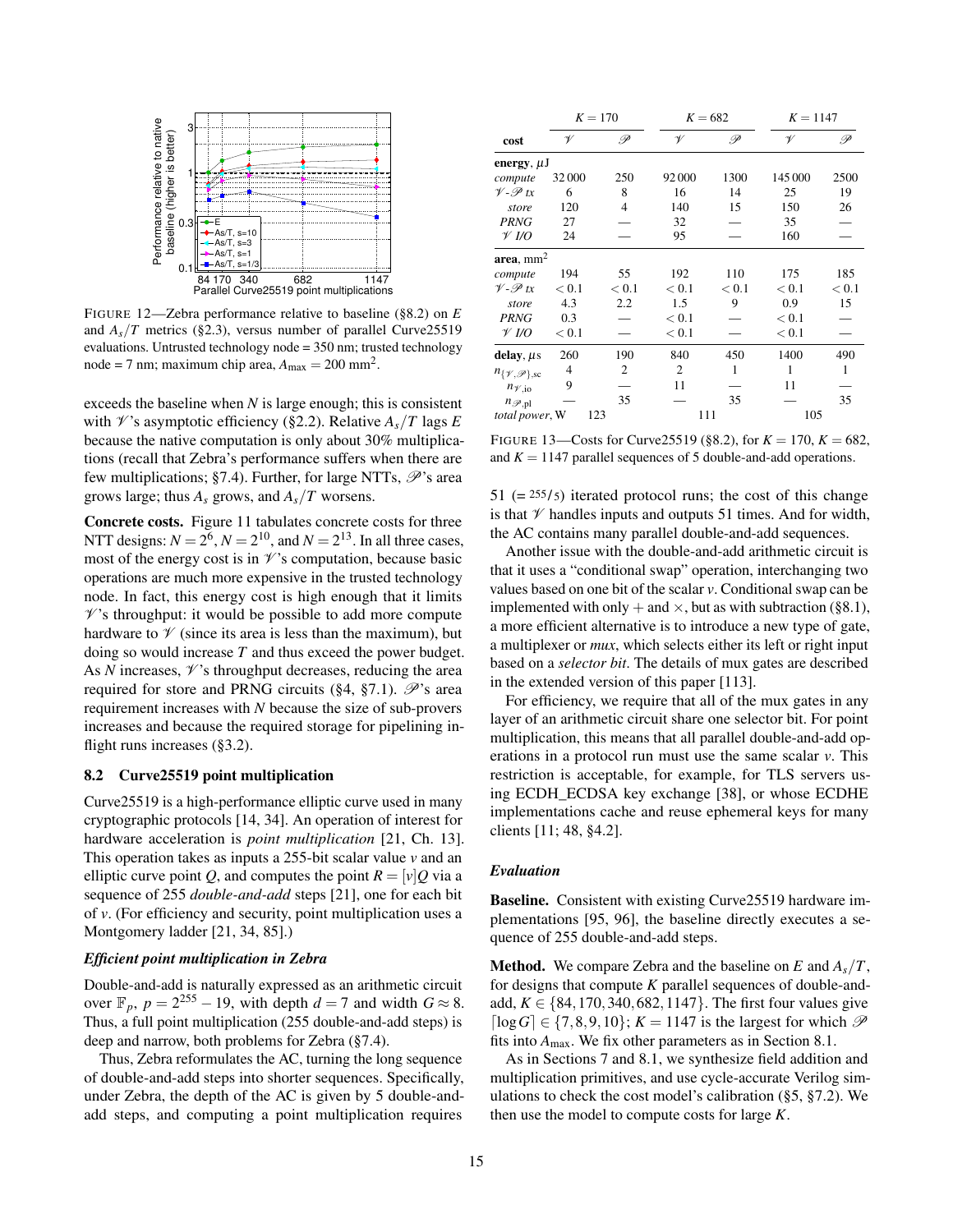FIGURE 12—Zebra performance relative to baseline (§8.2) on $E$ and $A_s/T$ metrics (§2.3), versus number of parallel Curve25519 evaluations. Untrusted technology node = 350 nm; trusted technology node = 7 nm; maximum chip area, $A_{\max} = 200$ mm$^2$.

exceeds the baseline when $N$ is large enough; this is consistent with $\mathcal{V}$'s asymptotic efficiency (§2.2). Relative $A_s/T$ lags $E$ because the native computation is only about 30% multiplications (recall that Zebra's performance suffers when there are few multiplications; §7.4). Further, for large NTTs, $\mathcal{P}$'s area grows large; thus $A_s$ grows, and $A_s/T$ worsens.

**Concrete costs.** Figure 11 tabulates concrete costs for three NTT designs: $N = 2^6$, $N = 2^{10}$, and $N = 2^{13}$. In all three cases, most of the energy cost is in $\mathcal{V}$'s computation, because basic operations are much more expensive in the trusted technology node. In fact, this energy cost is high enough that it limits $\mathcal{V}$'s throughput: it would be possible to add more compute hardware to $\mathcal{V}$ (since its area is less than the maximum), but doing so would increase $T$ and thus exceed the power budget. As $N$ increases, $\mathcal{V}$'s throughput decreases, reducing the area required for store and PRNG circuits (§4, §7.1). $\mathcal{P}$'s area requirement increases with $N$ because the size of sub-provers increases and because the required storage for pipelining in-flight runs increases (§3.2).

## 8.2 Curve25519 point multiplication

Curve25519 is a high-performance elliptic curve used in many cryptographic protocols [14, 34]. An operation of interest for hardware acceleration is *point multiplication* [21, Ch. 13]. This operation takes as inputs a 255-bit scalar value $v$ and an elliptic curve point $Q$, and computes the point $R = [v]Q$ via a sequence of 255 *double-and-add* steps [21], one for each bit of $v$. (For efficiency and security, point multiplication uses a Montgomery ladder [21, 34, 85].)

### *Efficient point multiplication in Zebra*

Double-and-add is naturally expressed as an arithmetic circuit over $\mathbb{F}_p$, $p = 2^{255} - 19$, with depth $d = 7$ and width $G \approx 8$. Thus, a full point multiplication (255 double-and-add steps) is deep and narrow, both problems for Zebra (§7.4).

Thus, Zebra reformulates the AC, turning the long sequence of double-and-add steps into shorter sequences. Specifically, under Zebra, the depth of the AC is given by 5 double-and-add steps, and computing a point multiplication requires 51 ($= 255/5$) iterated protocol runs; the cost of this change is that $\mathcal{V}$ handles inputs and outputs 51 times. And for width, the AC contains many parallel double-and-add sequences.

| | $K = 170$ | | $K = 682$ | | $K = 1147$ | |
|---|---|---|---|---|---|---|
| **cost** | $\mathcal{V}$ | $\mathcal{P}$ | $\mathcal{V}$ | $\mathcal{P}$ | $\mathcal{V}$ | $\mathcal{P}$ |
| **energy**, $\mu$J | | | | | | |
| *compute* | 32 000 | 250 | 92 000 | 1300 | 145 000 | 2500 |
| $\mathcal{V}$-$\mathcal{P}$ *tx* | 6 | 8 | 16 | 14 | 25 | 19 |
| *store* | 120 | 4 | 140 | 15 | 150 | 26 |
| *PRNG* | 27 | — | 32 | — | 35 | — |
| $\mathcal{V}$ *I/O* | 24 | — | 95 | — | 160 | — |
| **area**, mm$^2$ | | | | | | |
| *compute* | 194 | 55 | 192 | 110 | 175 | 185 |
| $\mathcal{V}$-$\mathcal{P}$ *tx* | $< 0.1$ | $< 0.1$ | $< 0.1$ | $< 0.1$ | $< 0.1$ | $< 0.1$ |
| *store* | 4.3 | 2.2 | 1.5 | 9 | 0.9 | 15 |
| *PRNG* | 0.3 | — | $< 0.1$ | — | $< 0.1$ | — |
| $\mathcal{V}$ *I/O* | $< 0.1$ | — | $< 0.1$ | — | $< 0.1$ | — |
| **delay**, $\mu$s | 260 | 190 | 840 | 450 | 1400 | 490 |
| $n_{\{\mathcal{V},\mathcal{P}\},\text{sc}}$ | 4 | 2 | 2 | 1 | 1 | 1 |
| $n_{\mathcal{V},\text{io}}$ | 9 | — | 11 | — | 11 | — |
| $n_{\mathcal{P},\text{pl}}$ | — | 35 | — | 35 | — | 35 |
| *total power*, W | 123 | | 111 | | 105 | |

FIGURE 13—Costs for Curve25519 (§8.2), for $K = 170$, $K = 682$, and $K = 1147$ parallel sequences of 5 double-and-add operations.

Another issue with the double-and-add arithmetic circuit is that it uses a "conditional swap" operation, interchanging two values based on one bit of the scalar $v$. Conditional swap can be implemented with only $+$ and $\times$, but as with subtraction (§8.1), a more efficient alternative is to introduce a new type of gate, a multiplexer or *mux*, which selects either its left or right input based on a *selector bit*. The details of mux gates are described in the extended version of this paper [113].

For efficiency, we require that all of the mux gates in any layer of an arithmetic circuit share one selector bit. For point multiplication, this means that all parallel double-and-add operations in a protocol run must use the same scalar $v$. This restriction is acceptable, for example, for TLS servers using ECDH_ECDSA key exchange [38], or whose ECDHE implementations cache and reuse ephemeral keys for many clients [11; 48, §4.2].

### *Evaluation*

**Baseline.** Consistent with existing Curve25519 hardware implementations [95, 96], the baseline directly executes a sequence of 255 double-and-add steps.

**Method.** We compare Zebra and the baseline on $E$ and $A_s/T$, for designs that compute $K$ parallel sequences of double-and-add, $K \in \{84, 170, 340, 682, 1147\}$. The first four values give $\lceil \log G \rceil \in \{7, 8, 9, 10\}$; $K = 1147$ is the largest for which $\mathcal{P}$ fits into $A_{\max}$. We fix other parameters as in Section 8.1.

As in Sections 7 and 8.1, we synthesize field addition and multiplication primitives, and use cycle-accurate Verilog simulations to check the cost model's calibration (§5, §7.2). We then use the model to compute costs for large $K$.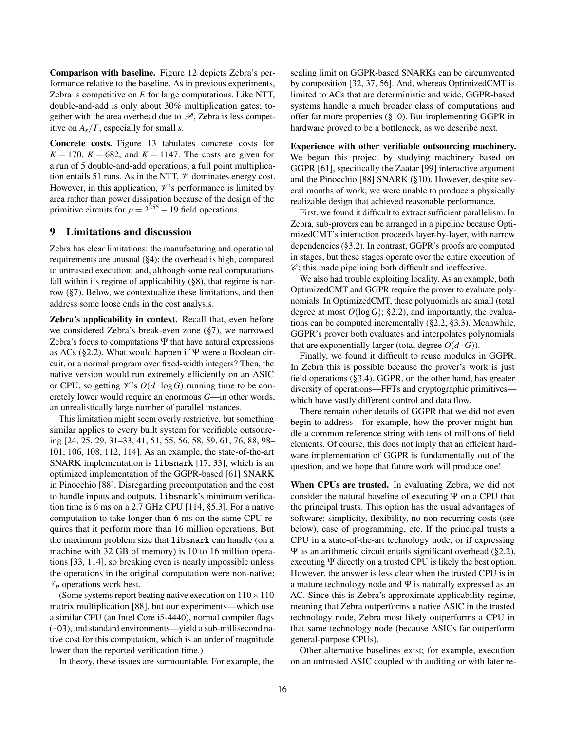**Comparison with baseline.** Figure 12 depicts Zebra's performance relative to the baseline. As in previous experiments, Zebra is competitive on $E$ for large computations. Like NTT, double-and-add is only about 30% multiplication gates; together with the area overhead due to $\mathcal{P}$, Zebra is less competitive on $A_s/T$, especially for small $s$.

**Concrete costs.** Figure 13 tabulates concrete costs for $K = 170$, $K = 682$, and $K = 1147$. The costs are given for a run of 5 double-and-add operations; a full point multiplication entails 51 runs. As in the NTT, $\mathcal{V}$ dominates energy cost. However, in this application, $\mathcal{V}$'s performance is limited by area rather than power dissipation because of the design of the primitive circuits for $p = 2^{255} - 19$ field operations.

## 9 Limitations and discussion

Zebra has clear limitations: the manufacturing and operational requirements are unusual (§4); the overhead is high, compared to untrusted execution; and, although some real computations fall within its regime of applicability (§8), that regime is narrow (§7). Below, we contextualize these limitations, and then address some loose ends in the cost analysis.

**Zebra's applicability in context.** Recall that, even before we considered Zebra's break-even zone (§7), we narrowed Zebra's focus to computations $\Psi$ that have natural expressions as ACs (§2.2). What would happen if $\Psi$ were a Boolean circuit, or a normal program over fixed-width integers? Then, the native version would run extremely efficiently on an ASIC or CPU, so getting $\mathcal{V}$'s $O(d \cdot \log G)$ running time to be concretely lower would require an enormous $G$—in other words, an unrealistically large number of parallel instances.

This limitation might seem overly restrictive, but something similar applies to every built system for verifiable outsourcing [24, 25, 29, 31–33, 41, 51, 55, 56, 58, 59, 61, 76, 88, 98–101, 106, 108, 112, 114]. As an example, the state-of-the-art SNARK implementation is `libsnark` [17, 33], which is an optimized implementation of the GGPR-based [61] SNARK in Pinocchio [88]. Disregarding precomputation and the cost to handle inputs and outputs, `libsnark`'s minimum verification time is 6 ms on a 2.7 GHz CPU [114, §5.3]. For a native computation to take longer than 6 ms on the same CPU requires that it perform more than 16 million operations. But the maximum problem size that `libsnark` can handle (on a machine with 32 GB of memory) is 10 to 16 million operations [33, 114], so breaking even is nearly impossible unless the operations in the original computation were non-native; $\mathbb{F}_p$ operations work best.

(Some systems report beating native execution on $110 \times 110$ matrix multiplication [88], but our experiments—which use a similar CPU (an Intel Core i5-4440), normal compiler flags (`-O3`), and standard environments—yield a sub-millisecond native cost for this computation, which is an order of magnitude lower than the reported verification time.)

In theory, these issues are surmountable. For example, the scaling limit on GGPR-based SNARKs can be circumvented by composition [32, 37, 56]. And, whereas OptimizedCMT is limited to ACs that are deterministic and wide, GGPR-based systems handle a much broader class of computations and offer far more properties (§10). But implementing GGPR in hardware proved to be a bottleneck, as we describe next.

**Experience with other verifiable outsourcing machinery.** We began this project by studying machinery based on GGPR [61], specifically the Zaatar [99] interactive argument and the Pinocchio [88] SNARK (§10). However, despite several months of work, we were unable to produce a physically realizable design that achieved reasonable performance.

First, we found it difficult to extract sufficient parallelism. In Zebra, sub-provers can be arranged in a pipeline because OptimizedCMT's interaction proceeds layer-by-layer, with narrow dependencies (§3.2). In contrast, GGPR's proofs are computed in stages, but these stages operate over the entire execution of $\mathcal{C}$; this made pipelining both difficult and ineffective.

We also had trouble exploiting locality. As an example, both OptimizedCMT and GGPR require the prover to evaluate polynomials. In OptimizedCMT, these polynomials are small (total degree at most $O(\log G)$; §2.2), and importantly, the evaluations can be computed incrementally (§2.2, §3.3). Meanwhile, GGPR's prover both evaluates and interpolates polynomials that are exponentially larger (total degree $O(d \cdot G)$).

Finally, we found it difficult to reuse modules in GGPR. In Zebra this is possible because the prover's work is just field operations (§3.4). GGPR, on the other hand, has greater diversity of operations—FFTs and cryptographic primitives—which have vastly different control and data flow.

There remain other details of GGPR that we did not even begin to address—for example, how the prover might handle a common reference string with tens of millions of field elements. Of course, this does not imply that an efficient hardware implementation of GGPR is fundamentally out of the question, and we hope that future work will produce one!

**When CPUs are trusted.** In evaluating Zebra, we did not consider the natural baseline of executing $\Psi$ on a CPU that the principal trusts. This option has the usual advantages of software: simplicity, flexibility, no non-recurring costs (see below), ease of programming, etc. If the principal trusts a CPU in a state-of-the-art technology node, or if expressing $\Psi$ as an arithmetic circuit entails significant overhead (§2.2), executing $\Psi$ directly on a trusted CPU is likely the best option. However, the answer is less clear when the trusted CPU is in a mature technology node and $\Psi$ is naturally expressed as an AC. Since this is Zebra's approximate applicability regime, meaning that Zebra outperforms a native ASIC in the trusted technology node, Zebra most likely outperforms a CPU in that same technology node (because ASICs far outperform general-purpose CPUs).

Other alternative baselines exist; for example, execution on an untrusted ASIC coupled with auditing or with later re-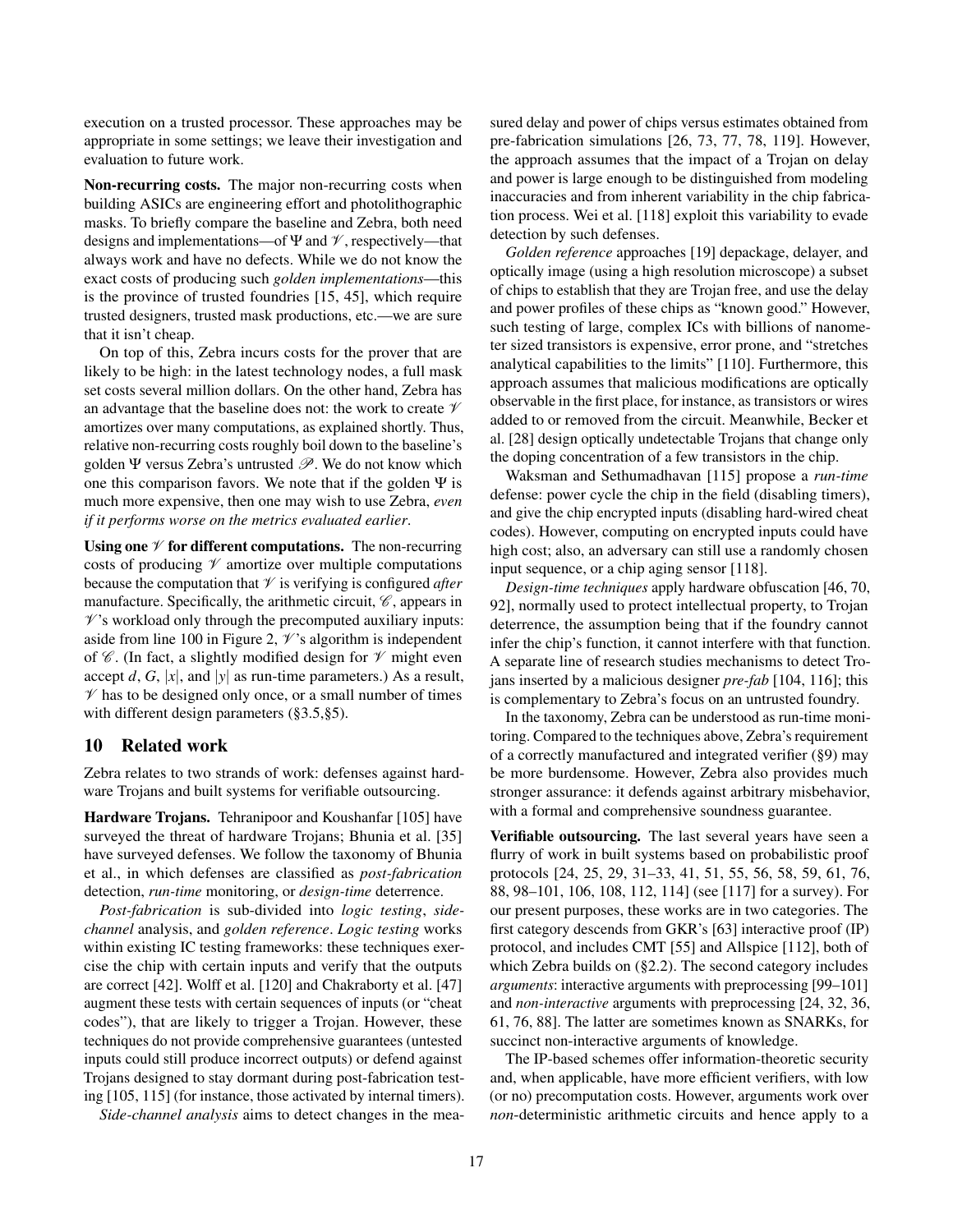execution on a trusted processor. These approaches may be appropriate in some settings; we leave their investigation and evaluation to future work.

**Non-recurring costs.** The major non-recurring costs when building ASICs are engineering effort and photolithographic masks. To briefly compare the baseline and Zebra, both need designs and implementations—of $\Psi$ and $\mathcal{V}$, respectively—that always work and have no defects. While we do not know the exact costs of producing such *golden implementations*—this is the province of trusted foundries [15, 45], which require trusted designers, trusted mask productions, etc.—we are sure that it isn't cheap.

On top of this, Zebra incurs costs for the prover that are likely to be high: in the latest technology nodes, a full mask set costs several million dollars. On the other hand, Zebra has an advantage that the baseline does not: the work to create $\mathcal{V}$ amortizes over many computations, as explained shortly. Thus, relative non-recurring costs roughly boil down to the baseline's golden $\Psi$ versus Zebra's untrusted $\mathcal{P}$. We do not know which one this comparison favors. We note that if the golden $\Psi$ is much more expensive, then one may wish to use Zebra, *even if it performs worse on the metrics evaluated earlier*.

**Using one $\mathcal{V}$ for different computations.** The non-recurring costs of producing $\mathcal{V}$ amortize over multiple computations because the computation that $\mathcal{V}$ is verifying is configured *after* manufacture. Specifically, the arithmetic circuit, $\mathcal{C}$, appears in $\mathcal{V}$'s workload only through the precomputed auxiliary inputs: aside from line 100 in Figure 2, $\mathcal{V}$'s algorithm is independent of $\mathcal{C}$. (In fact, a slightly modified design for $\mathcal{V}$ might even accept $d$, $G$, $|x|$, and $|y|$ as run-time parameters.) As a result, $\mathcal{V}$ has to be designed only once, or a small number of times with different design parameters (§3.5,§5).

## 10 Related work

Zebra relates to two strands of work: defenses against hardware Trojans and built systems for verifiable outsourcing.

**Hardware Trojans.** Tehranipoor and Koushanfar [105] have surveyed the threat of hardware Trojans; Bhunia et al. [35] have surveyed defenses. We follow the taxonomy of Bhunia et al., in which defenses are classified as *post-fabrication* detection, *run-time* monitoring, or *design-time* deterrence.

*Post-fabrication* is sub-divided into *logic testing*, *side-channel* analysis, and *golden reference*. *Logic testing* works within existing IC testing frameworks: these techniques exercise the chip with certain inputs and verify that the outputs are correct [42]. Wolff et al. [120] and Chakraborty et al. [47] augment these tests with certain sequences of inputs (or "cheat codes"), that are likely to trigger a Trojan. However, these techniques do not provide comprehensive guarantees (untested inputs could still produce incorrect outputs) or defend against Trojans designed to stay dormant during post-fabrication testing [105, 115] (for instance, those activated by internal timers).

*Side-channel analysis* aims to detect changes in the measured delay and power of chips versus estimates obtained from pre-fabrication simulations [26, 73, 77, 78, 119]. However, the approach assumes that the impact of a Trojan on delay and power is large enough to be distinguished from modeling inaccuracies and from inherent variability in the chip fabrication process. Wei et al. [118] exploit this variability to evade detection by such defenses.

*Golden reference* approaches [19] depackage, delayer, and optically image (using a high resolution microscope) a subset of chips to establish that they are Trojan free, and use the delay and power profiles of these chips as "known good." However, such testing of large, complex ICs with billions of nanometer sized transistors is expensive, error prone, and "stretches analytical capabilities to the limits" [110]. Furthermore, this approach assumes that malicious modifications are optically observable in the first place, for instance, as transistors or wires added to or removed from the circuit. Meanwhile, Becker et al. [28] design optically undetectable Trojans that change only the doping concentration of a few transistors in the chip.

Waksman and Sethumadhavan [115] propose a *run-time* defense: power cycle the chip in the field (disabling timers), and give the chip encrypted inputs (disabling hard-wired cheat codes). However, computing on encrypted inputs could have high cost; also, an adversary can still use a randomly chosen input sequence, or a chip aging sensor [118].

*Design-time techniques* apply hardware obfuscation [46, 70, 92], normally used to protect intellectual property, to Trojan deterrence, the assumption being that if the foundry cannot infer the chip's function, it cannot interfere with that function. A separate line of research studies mechanisms to detect Trojans inserted by a malicious designer *pre-fab* [104, 116]; this is complementary to Zebra's focus on an untrusted foundry.

In the taxonomy, Zebra can be understood as run-time monitoring. Compared to the techniques above, Zebra's requirement of a correctly manufactured and integrated verifier (§9) may be more burdensome. However, Zebra also provides much stronger assurance: it defends against arbitrary misbehavior, with a formal and comprehensive soundness guarantee.

**Verifiable outsourcing.** The last several years have seen a flurry of work in built systems based on probabilistic proof protocols [24, 25, 29, 31–33, 41, 51, 55, 56, 58, 59, 61, 76, 88, 98–101, 106, 108, 112, 114] (see [117] for a survey). For our present purposes, these works are in two categories. The first category descends from GKR's [63] interactive proof (IP) protocol, and includes CMT [55] and Allspice [112], both of which Zebra builds on (§2.2). The second category includes *arguments*: interactive arguments with preprocessing [99–101] and *non-interactive* arguments with preprocessing [24, 32, 36, 61, 76, 88]. The latter are sometimes known as SNARKs, for succinct non-interactive arguments of knowledge.

The IP-based schemes offer information-theoretic security and, when applicable, have more efficient verifiers, with low (or no) precomputation costs. However, arguments work over *non*-deterministic arithmetic circuits and hence apply to a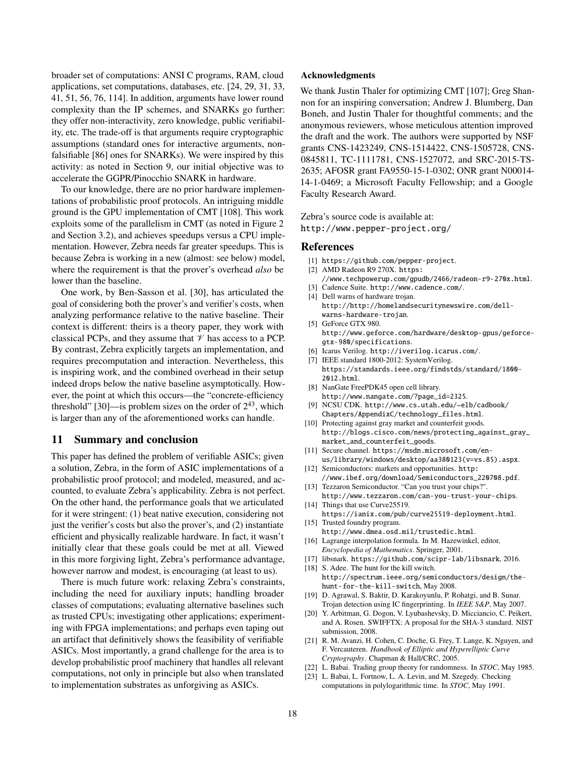broader set of computations: ANSI C programs, RAM, cloud applications, set computations, databases, etc. [24, 29, 31, 33, 41, 51, 56, 76, 114]. In addition, arguments have lower round complexity than the IP schemes, and SNARKs go further: they offer non-interactivity, zero knowledge, public verifiability, etc. The trade-off is that arguments require cryptographic assumptions (standard ones for interactive arguments, non-falsifiable [86] ones for SNARKs). We were inspired by this activity: as noted in Section 9, our initial objective was to accelerate the GGPR/Pinocchio SNARK in hardware.

To our knowledge, there are no prior hardware implementations of probabilistic proof protocols. An intriguing middle ground is the GPU implementation of CMT [108]. This work exploits some of the parallelism in CMT (as noted in Figure 2 and Section 3.2), and achieves speedups versus a CPU implementation. However, Zebra needs far greater speedups. This is because Zebra is working in a new (almost: see below) model, where the requirement is that the prover's overhead *also* be lower than the baseline.

One work, by Ben-Sasson et al. [30], has articulated the goal of considering both the prover's and verifier's costs, when analyzing performance relative to the native baseline. Their context is different: theirs is a theory paper, they work with classical PCPs, and they assume that $\mathcal{V}$ has access to a PCP. By contrast, Zebra explicitly targets an implementation, and requires precomputation and interaction. Nevertheless, this is inspiring work, and the combined overhead in their setup indeed drops below the native baseline asymptotically. However, the point at which this occurs—the "concrete-efficiency threshold" [30]—is problem sizes on the order of $2^{43}$, which is larger than any of the aforementioned works can handle.

## 11 Summary and conclusion

This paper has defined the problem of verifiable ASICs; given a solution, Zebra, in the form of ASIC implementations of a probabilistic proof protocol; and modeled, measured, and accounted, to evaluate Zebra's applicability. Zebra is not perfect. On the other hand, the performance goals that we articulated for it were stringent: (1) beat native execution, considering not just the verifier's costs but also the prover's, and (2) instantiate efficient and physically realizable hardware. In fact, it wasn't initially clear that these goals could be met at all. Viewed in this more forgiving light, Zebra's performance advantage, however narrow and modest, is encouraging (at least to us).

There is much future work: relaxing Zebra's constraints, including the need for auxiliary inputs; handling broader classes of computations; evaluating alternative baselines such as trusted CPUs; investigating other applications; experimenting with FPGA implementations; and perhaps even taping out an artifact that definitively shows the feasibility of verifiable ASICs. Most importantly, a grand challenge for the area is to develop probabilistic proof machinery that handles all relevant computations, not only in principle but also when translated to implementation substrates as unforgiving as ASICs.

### Acknowledgments

We thank Justin Thaler for optimizing CMT [107]; Greg Shannon for an inspiring conversation; Andrew J. Blumberg, Dan Boneh, and Justin Thaler for thoughtful comments; and the anonymous reviewers, whose meticulous attention improved the draft and the work. The authors were supported by NSF grants CNS-1423249, CNS-1514422, CNS-1505728, CNS-0845811, TC-1111781, CNS-1527072, and SRC-2015-TS-2635; AFOSR grant FA9550-15-1-0302; ONR grant N00014-14-1-0469; a Microsoft Faculty Fellowship; and a Google Faculty Research Award.

Zebra's source code is available at:
http://www.pepper-project.org/

## References

[1] https://github.com/pepper-project.

[2] AMD Radeon R9 270X. https://www.techpowerup.com/gpudb/2466/radeon-r9-270x.html.

[3] Cadence Suite. http://www.cadence.com/.

[4] Dell warns of hardware trojan. http://http://homelandsecuritynewswire.com/dell-warns-hardware-trojan.

[5] GeForce GTX 980. http://www.geforce.com/hardware/desktop-gpus/geforce-gtx-980/specifications.

[6] Icarus Verilog. http://iverilog.icarus.com/.

[7] IEEE standard 1800-2012: SystemVerilog. https://standards.ieee.org/findstds/standard/1800-2012.html.

[8] NanGate FreePDK45 open cell library. http://www.nangate.com/?page_id=2325.

[9] NCSU CDK. http://www.cs.utah.edu/~elb/cadbook/Chapters/AppendixC/technology_files.html.

[10] Protecting against gray market and counterfeit goods. http://blogs.cisco.com/news/protecting_against_gray_market_and_counterfeit_goods.

[11] Secure channel. https://msdn.microsoft.com/en-us/library/windows/desktop/aa380123(v=vs.85).aspx.

[12] Semiconductors: markets and opportunities. http://www.ibef.org/download/Semiconductors_220708.pdf.

[13] Tezzaron Semiconductor. "Can you trust your chips?". http://www.tezzaron.com/can-you-trust-your-chips.

[14] Things that use Curve25519. https://ianix.com/pub/curve25519-deployment.html.

[15] Trusted foundry program. http://www.dmea.osd.mil/trustedic.html.

[16] Lagrange interpolation formula. In M. Hazewinkel, editor, *Encyclopedia of Mathematics*. Springer, 2001.

[17] libsnark. https://github.com/scipr-lab/libsnark, 2016.

[18] S. Adee. The hunt for the kill switch. http://spectrum.ieee.org/semiconductors/design/the-hunt-for-the-kill-switch, May 2008.

[19] D. Agrawal, S. Baktir, D. Karakoyunlu, P. Rohatgi, and B. Sunar. Trojan detection using IC fingerprinting. In *IEEE S&P*, May 2007.

[20] Y. Arbitman, G. Dogon, V. Lyubashevsky, D. Micciancio, C. Peikert, and A. Rosen. SWIFFTX: A proposal for the SHA-3 standard. NIST submission, 2008.

[21] R. M. Avanzi, H. Cohen, C. Doche, G. Frey, T. Lange, K. Nguyen, and F. Vercauteren. *Handbook of Elliptic and Hyperelliptic Curve Cryptography*. Chapman & Hall/CRC, 2005.

[22] L. Babai. Trading group theory for randomness. In *STOC*, May 1985.

[23] L. Babai, L. Fortnow, L. A. Levin, and M. Szegedy. Checking computations in polylogarithmic time. In *STOC*, May 1991.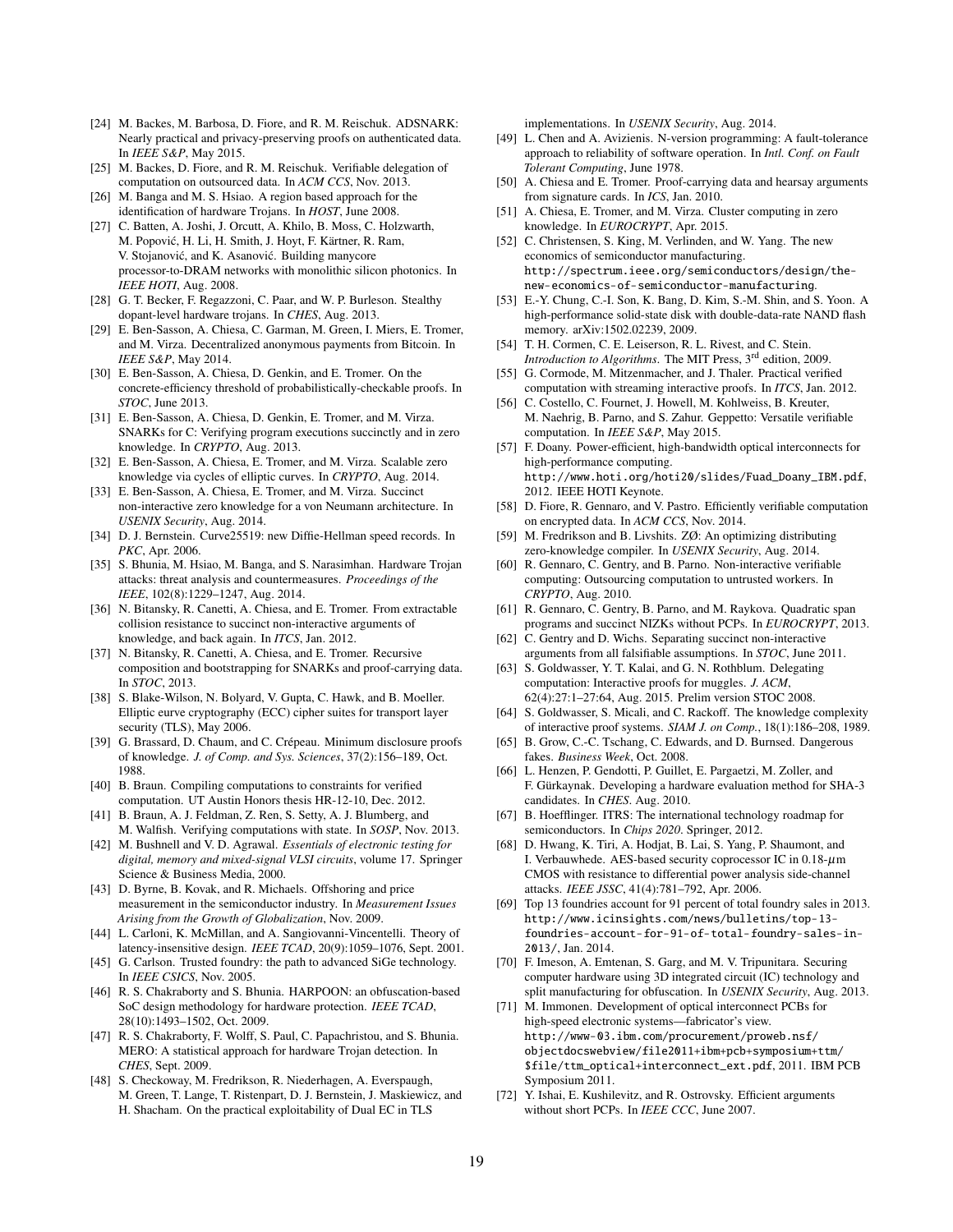[24] M. Backes, M. Barbosa, D. Fiore, and R. M. Reischuk. ADSNARK: Nearly practical and privacy-preserving proofs on authenticated data. In *IEEE S&P*, May 2015.

[25] M. Backes, D. Fiore, and R. M. Reischuk. Verifiable delegation of computation on outsourced data. In *ACM CCS*, Nov. 2013.

[26] M. Banga and M. S. Hsiao. A region based approach for the identification of hardware Trojans. In *HOST*, June 2008.

[27] C. Batten, A. Joshi, J. Orcutt, A. Khilo, B. Moss, C. Holzwarth, M. Popović, H. Li, H. Smith, J. Hoyt, F. Kärtner, R. Ram, V. Stojanović, and K. Asanović. Building manycore processor-to-DRAM networks with monolithic silicon photonics. In *IEEE HOTI*, Aug. 2008.

[28] G. T. Becker, F. Regazzoni, C. Paar, and W. P. Burleson. Stealthy dopant-level hardware trojans. In *CHES*, Aug. 2013.

[29] E. Ben-Sasson, A. Chiesa, C. Garman, M. Green, I. Miers, E. Tromer, and M. Virza. Decentralized anonymous payments from Bitcoin. In *IEEE S&P*, May 2014.

[30] E. Ben-Sasson, A. Chiesa, D. Genkin, and E. Tromer. On the concrete-efficiency threshold of probabilistically-checkable proofs. In *STOC*, June 2013.

[31] E. Ben-Sasson, A. Chiesa, D. Genkin, E. Tromer, and M. Virza. SNARKs for C: Verifying program executions succinctly and in zero knowledge. In *CRYPTO*, Aug. 2013.

[32] E. Ben-Sasson, A. Chiesa, E. Tromer, and M. Virza. Scalable zero knowledge via cycles of elliptic curves. In *CRYPTO*, Aug. 2014.

[33] E. Ben-Sasson, A. Chiesa, E. Tromer, and M. Virza. Succinct non-interactive zero knowledge for a von Neumann architecture. In *USENIX Security*, Aug. 2014.

[34] D. J. Bernstein. Curve25519: new Diffie-Hellman speed records. In *PKC*, Apr. 2006.

[35] S. Bhunia, M. Hsiao, M. Banga, and S. Narasimhan. Hardware Trojan attacks: threat analysis and countermeasures. *Proceedings of the IEEE*, 102(8):1229–1247, Aug. 2014.

[36] N. Bitansky, R. Canetti, A. Chiesa, and E. Tromer. From extractable collision resistance to succinct non-interactive arguments of knowledge, and back again. In *ITCS*, Jan. 2012.

[37] N. Bitansky, R. Canetti, A. Chiesa, and E. Tromer. Recursive composition and bootstrapping for SNARKs and proof-carrying data. In *STOC*, 2013.

[38] S. Blake-Wilson, N. Bolyard, V. Gupta, C. Hawk, and B. Moeller. Elliptic curve cryptography (ECC) cipher suites for transport layer security (TLS), May 2006.

[39] G. Brassard, D. Chaum, and C. Crépeau. Minimum disclosure proofs of knowledge. *J. of Comp. and Sys. Sciences*, 37(2):156–189, Oct. 1988.

[40] B. Braun. Compiling computations to constraints for verified computation. UT Austin Honors thesis HR-12-10, Dec. 2012.

[41] B. Braun, A. J. Feldman, Z. Ren, S. Setty, A. J. Blumberg, and M. Walfish. Verifying computations with state. In *SOSP*, Nov. 2013.

[42] M. Bushnell and V. D. Agrawal. *Essentials of electronic testing for digital, memory and mixed-signal VLSI circuits*, volume 17. Springer Science & Business Media, 2000.

[43] D. Byrne, B. Kovak, and R. Michaels. Offshoring and price measurement in the semiconductor industry. In *Measurement Issues Arising from the Growth of Globalization*, Nov. 2009.

[44] L. Carloni, K. McMillan, and A. Sangiovanni-Vincentelli. Theory of latency-insensitive design. *IEEE TCAD*, 20(9):1059–1076, Sept. 2001.

[45] G. Carlson. Trusted foundry: the path to advanced SiGe technology. In *IEEE CSICS*, Nov. 2005.

[46] R. S. Chakraborty and S. Bhunia. HARPOON: an obfuscation-based SoC design methodology for hardware protection. *IEEE TCAD*, 28(10):1493–1502, Oct. 2009.

[47] R. S. Chakraborty, F. Wolff, S. Paul, C. Papachristou, and S. Bhunia. MERO: A statistical approach for hardware Trojan detection. In *CHES*, Sept. 2009.

[48] S. Checkoway, M. Fredrikson, R. Niederhagen, A. Everspaugh, M. Green, T. Lange, T. Ristenpart, D. J. Bernstein, J. Maskiewicz, and H. Shacham. On the practical exploitability of Dual EC in TLS implementations. In *USENIX Security*, Aug. 2014.

[49] L. Chen and A. Avizienis. N-version programming: A fault-tolerance approach to reliability of software operation. In *Intl. Conf. on Fault Tolerant Computing*, June 1978.

[50] A. Chiesa and E. Tromer. Proof-carrying data and hearsay arguments from signature cards. In *ICS*, Jan. 2010.

[51] A. Chiesa, E. Tromer, and M. Virza. Cluster computing in zero knowledge. In *EUROCRYPT*, Apr. 2015.

[52] C. Christensen, S. King, M. Verlinden, and W. Yang. The new economics of semiconductor manufacturing. `http://spectrum.ieee.org/semiconductors/design/the-new-economics-of-semiconductor-manufacturing`.

[53] E.-Y. Chung, C.-I. Son, K. Bang, D. Kim, S.-M. Shin, and S. Yoon. A high-performance solid-state disk with double-data-rate NAND flash memory. arXiv:1502.02239, 2009.

[54] T. H. Cormen, C. E. Leiserson, R. L. Rivest, and C. Stein. *Introduction to Algorithms*. The MIT Press, 3rd edition, 2009.

[55] G. Cormode, M. Mitzenmacher, and J. Thaler. Practical verified computation with streaming interactive proofs. In *ITCS*, Jan. 2012.

[56] C. Costello, C. Fournet, J. Howell, M. Kohlweiss, B. Kreuter, M. Naehrig, B. Parno, and S. Zahur. Geppetto: Versatile verifiable computation. In *IEEE S&P*, May 2015.

[57] F. Doany. Power-efficient, high-bandwidth optical interconnects for high-performance computing. `http://www.hoti.org/hoti20/slides/Fuad_Doany_IBM.pdf`, 2012. IEEE HOTI Keynote.

[58] D. Fiore, R. Gennaro, and V. Pastro. Efficiently verifiable computation on encrypted data. In *ACM CCS*, Nov. 2014.

[59] M. Fredrikson and B. Livshits. ZØ: An optimizing distributing zero-knowledge compiler. In *USENIX Security*, Aug. 2014.

[60] R. Gennaro, C. Gentry, and B. Parno. Non-interactive verifiable computing: Outsourcing computation to untrusted workers. In *CRYPTO*, Aug. 2010.

[61] R. Gennaro, C. Gentry, B. Parno, and M. Raykova. Quadratic span programs and succinct NIZKs without PCPs. In *EUROCRYPT*, 2013.

[62] C. Gentry and D. Wichs. Separating succinct non-interactive arguments from all falsifiable assumptions. In *STOC*, June 2011.

[63] S. Goldwasser, Y. T. Kalai, and G. N. Rothblum. Delegating computation: Interactive proofs for muggles. *J. ACM*, 62(4):27:1–27:64, Aug. 2015. Prelim version STOC 2008.

[64] S. Goldwasser, S. Micali, and C. Rackoff. The knowledge complexity of interactive proof systems. *SIAM J. on Comp.*, 18(1):186–208, 1989.

[65] B. Grow, C.-C. Tschang, C. Edwards, and D. Burnsed. Dangerous fakes. *Business Week*, Oct. 2008.

[66] L. Henzen, P. Gendotti, P. Guillet, E. Pargaetzi, M. Zoller, and F. Gürkaynak. Developing a hardware evaluation method for SHA-3 candidates. In *CHES*. Aug. 2010.

[67] B. Hoefflinger. ITRS: The international technology roadmap for semiconductors. In *Chips 2020*. Springer, 2012.

[68] D. Hwang, K. Tiri, A. Hodjat, B. Lai, S. Yang, P. Shaumont, and I. Verbauwhede. AES-based security coprocessor IC in 0.18-$\mu$m CMOS with resistance to differential power analysis side-channel attacks. *IEEE JSSC*, 41(4):781–792, Apr. 2006.

[69] Top 13 foundries account for 91 percent of total foundry sales in 2013. `http://www.icinsights.com/news/bulletins/top-13-foundries-account-for-91-of-total-foundry-sales-in-2013/`, Jan. 2014.

[70] F. Imeson, A. Emtenan, S. Garg, and M. V. Tripunitara. Securing computer hardware using 3D integrated circuit (IC) technology and split manufacturing for obfuscation. In *USENIX Security*, Aug. 2013.

[71] M. Immonen. Development of optical interconnect PCBs for high-speed electronic systems—fabricator's view. `http://www-03.ibm.com/procurement/proweb.nsf/objectdocswebview/file2011+ibm+pcb+symposium+ttm/$file/ttm_optical+interconnect_ext.pdf`, 2011. IBM PCB Symposium 2011.

[72] Y. Ishai, E. Kushilevitz, and R. Ostrovsky. Efficient arguments without short PCPs. In *IEEE CCC*, June 2007.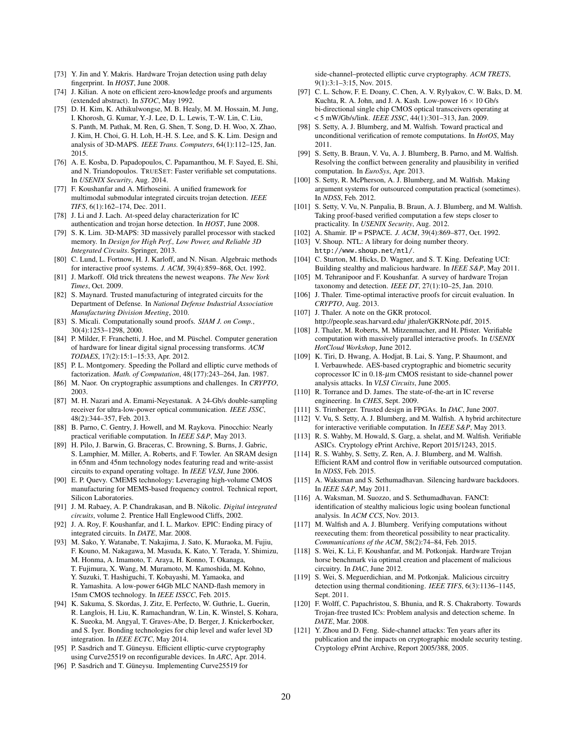[73] Y. Jin and Y. Makris. Hardware Trojan detection using path delay fingerprint. In *HOST*, June 2008.

[74] J. Kilian. A note on efficient zero-knowledge proofs and arguments (extended abstract). In *STOC*, May 1992.

[75] D. H. Kim, K. Athikulwongse, M. B. Healy, M. M. Hossain, M. Jung, I. Khorosh, G. Kumar, Y.-J. Lee, D. L. Lewis, T.-W. Lin, C. Liu, S. Panth, M. Pathak, M. Ren, G. Shen, T. Song, D. H. Woo, X. Zhao, J. Kim, H. Choi, G. H. Loh, H.-H. S. Lee, and S. K. Lim. Design and analysis of 3D-MAPS. *IEEE Trans. Computers*, 64(1):112–125, Jan. 2015.

[76] A. E. Kosba, D. Papadopoulos, C. Papamanthou, M. F. Sayed, E. Shi, and N. Triandopoulos. TrueSet: Faster verifiable set computations. In *USENIX Security*, Aug. 2014.

[77] F. Koushanfar and A. Mirhoseini. A unified framework for multimodal submodular integrated circuits trojan detection. *IEEE TIFS*, 6(1):162–174, Dec. 2011.

[78] J. Li and J. Lach. At-speed delay characterization for IC authentication and trojan horse detection. In *HOST*, June 2008.

[79] S. K. Lim. 3D-MAPS: 3D massively parallel processor with stacked memory. In *Design for High Perf., Low Power, and Reliable 3D Integrated Circuits*. Springer, 2013.

[80] C. Lund, L. Fortnow, H. J. Karloff, and N. Nisan. Algebraic methods for interactive proof systems. *J. ACM*, 39(4):859–868, Oct. 1992.

[81] J. Markoff. Old trick threatens the newest weapons. *The New York Times*, Oct. 2009.

[82] S. Maynard. Trusted manufacturing of integrated circuits for the Department of Defense. In *National Defense Industrial Association Manufacturing Division Meeting*, 2010.

[83] S. Micali. Computationally sound proofs. *SIAM J. on Comp.*, 30(4):1253–1298, 2000.

[84] P. Milder, F. Franchetti, J. Hoe, and M. Püschel. Computer generation of hardware for linear digital signal processing transforms. *ACM TODAES*, 17(2):15:1–15:33, Apr. 2012.

[85] P. L. Montgomery. Speeding the Pollard and elliptic curve methods of factorization. *Math. of Computation*, 48(177):243–264, Jan. 1987.

[86] M. Naor. On cryptographic assumptions and challenges. In *CRYPTO*, 2003.

[87] M. H. Nazari and A. Emami-Neyestanak. A 24-Gb/s double-sampling receiver for ultra-low-power optical communication. *IEEE JSSC*, 48(2):344–357, Feb. 2013.

[88] B. Parno, C. Gentry, J. Howell, and M. Raykova. Pinocchio: Nearly practical verifiable computation. In *IEEE S&P*, May 2013.

[89] H. Pilo, J. Barwin, G. Braceras, C. Browning, S. Burns, J. Gabric, S. Lamphier, M. Miller, A. Roberts, and F. Towler. An SRAM design in 65nm and 45nm technology nodes featuring read and write-assist circuits to expand operating voltage. In *IEEE VLSI*, June 2006.

[90] E. P. Quevy. CMEMS technology: Leveraging high-volume CMOS manufacturing for MEMS-based frequency control. Technical report, Silicon Laboratories.

[91] J. M. Rabaey, A. P. Chandrakasan, and B. Nikolic. *Digital integrated circuits*, volume 2. Prentice Hall Englewood Cliffs, 2002.

[92] J. A. Roy, F. Koushanfar, and I. L. Markov. EPIC: Ending piracy of integrated circuits. In *DATE*, Mar. 2008.

[93] M. Sako, Y. Watanabe, T. Nakajima, J. Sato, K. Muraoka, M. Fujiu, F. Kouno, M. Nakagawa, M. Masuda, K. Kato, Y. Terada, Y. Shimizu, M. Honma, A. Imamoto, T. Araya, H. Konno, T. Okanaga, T. Fujimura, X. Wang, M. Muramoto, M. Kamoshida, M. Kohno, Y. Suzuki, T. Hashiguchi, T. Kobayashi, M. Yamaoka, and R. Yamashita. A low-power 64Gb MLC NAND-flash memory in 15nm CMOS technology. In *IEEE ISSCC*, Feb. 2015.

[94] K. Sakuma, S. Skordas, J. Zitz, E. Perfecto, W. Guthrie, L. Guerin, R. Langlois, H. Liu, K. Ramachandran, W. Lin, K. Winstel, S. Kohara, K. Sueoka, M. Angyal, T. Graves-Abe, D. Berger, J. Knickerbocker, and S. Iyer. Bonding technologies for chip level and wafer level 3D integration. In *IEEE ECTC*, May 2014.

[95] P. Sasdrich and T. Güneysu. Efficient elliptic-curve cryptography using Curve25519 on reconfigurable devices. In *ARC*, Apr. 2014.

[96] P. Sasdrich and T. Güneysu. Implementing Curve25519 for side-channel–protected elliptic curve cryptography. *ACM TRETS*, 9(1):3:1–3:15, Nov. 2015.

[97] C. L. Schow, F. E. Doany, C. Chen, A. V. Rylyakov, C. W. Baks, D. M. Kuchta, R. A. John, and J. A. Kash. Low-power $16 \times 10$ Gb/s bi-directional single chip CMOS optical transceivers operating at $< 5$ mW/Gb/s/link. *IEEE JSSC*, 44(1):301–313, Jan. 2009.

[98] S. Setty, A. J. Blumberg, and M. Walfish. Toward practical and unconditional verification of remote computations. In *HotOS*, May 2011.

[99] S. Setty, B. Braun, V. Vu, A. J. Blumberg, B. Parno, and M. Walfish. Resolving the conflict between generality and plausibility in verified computation. In *EuroSys*, Apr. 2013.

[100] S. Setty, R. McPherson, A. J. Blumberg, and M. Walfish. Making argument systems for outsourced computation practical (sometimes). In *NDSS*, Feb. 2012.

[101] S. Setty, V. Vu, N. Panpalia, B. Braun, A. J. Blumberg, and M. Walfish. Taking proof-based verified computation a few steps closer to practicality. In *USENIX Security*, Aug. 2012.

[102] A. Shamir. IP = PSPACE. *J. ACM*, 39(4):869–877, Oct. 1992.

[103] V. Shoup. NTL: A library for doing number theory. `http://www.shoup.net/ntl/`.

[104] C. Sturton, M. Hicks, D. Wagner, and S. T. King. Defeating UCI: Building stealthy and malicious hardware. In *IEEE S&P*, May 2011.

[105] M. Tehranipoor and F. Koushanfar. A survey of hardware Trojan taxonomy and detection. *IEEE DT*, 27(1):10–25, Jan. 2010.

[106] J. Thaler. Time-optimal interactive proofs for circuit evaluation. In *CRYPTO*, Aug. 2013.

[107] J. Thaler. A note on the GKR protocol. http://people.seas.harvard.edu/ jthaler/GKRNote.pdf, 2015.

[108] J. Thaler, M. Roberts, M. Mitzenmacher, and H. Pfister. Verifiable computation with massively parallel interactive proofs. In *USENIX HotCloud Workshop*, June 2012.

[109] K. Tiri, D. Hwang, A. Hodjat, B. Lai, S. Yang, P. Shaumont, and I. Verbauwhede. AES-based cryptographic and biometric security coprocessor IC in 0.18-$\mu$m CMOS resistant to side-channel power analysis attacks. In *VLSI Circuits*, June 2005.

[110] R. Torrance and D. James. The state-of-the-art in IC reverse engineering. In *CHES*, Sept. 2009.

[111] S. Trimberger. Trusted design in FPGAs. In *DAC*, June 2007.

[112] V. Vu, S. Setty, A. J. Blumberg, and M. Walfish. A hybrid architecture for interactive verifiable computation. In *IEEE S&P*, May 2013.

[113] R. S. Wahby, M. Howald, S. Garg, a. shelat, and M. Walfish. Verifiable ASICs. Cryptology ePrint Archive, Report 2015/1243, 2015.

[114] R. S. Wahby, S. Setty, Z. Ren, A. J. Blumberg, and M. Walfish. Efficient RAM and control flow in verifiable outsourced computation. In *NDSS*, Feb. 2015.

[115] A. Waksman and S. Sethumadhavan. Silencing hardware backdoors. In *IEEE S&P*, May 2011.

[116] A. Waksman, M. Suozzo, and S. Sethumadhavan. FANCI: identification of stealthy malicious logic using boolean functional analysis. In *ACM CCS*, Nov. 2013.

[117] M. Walfish and A. J. Blumberg. Verifying computations without reexecuting them: from theoretical possibility to near practicality. *Communications of the ACM*, 58(2):74–84, Feb. 2015.

[118] S. Wei, K. Li, F. Koushanfar, and M. Potkonjak. Hardware Trojan horse benchmark via optimal creation and placement of malicious circuitry. In *DAC*, June 2012.

[119] S. Wei, S. Meguerdichian, and M. Potkonjak. Malicious circuitry detection using thermal conditioning. *IEEE TIFS*, 6(3):1136–1145, Sept. 2011.

[120] F. Wolff, C. Papachristou, S. Bhunia, and R. S. Chakraborty. Towards Trojan-free trusted ICs: Problem analysis and detection scheme. In *DATE*, Mar. 2008.

[121] Y. Zhou and D. Feng. Side-channel attacks: Ten years after its publication and the impacts on cryptographic module security testing. Cryptology ePrint Archive, Report 2005/388, 2005.